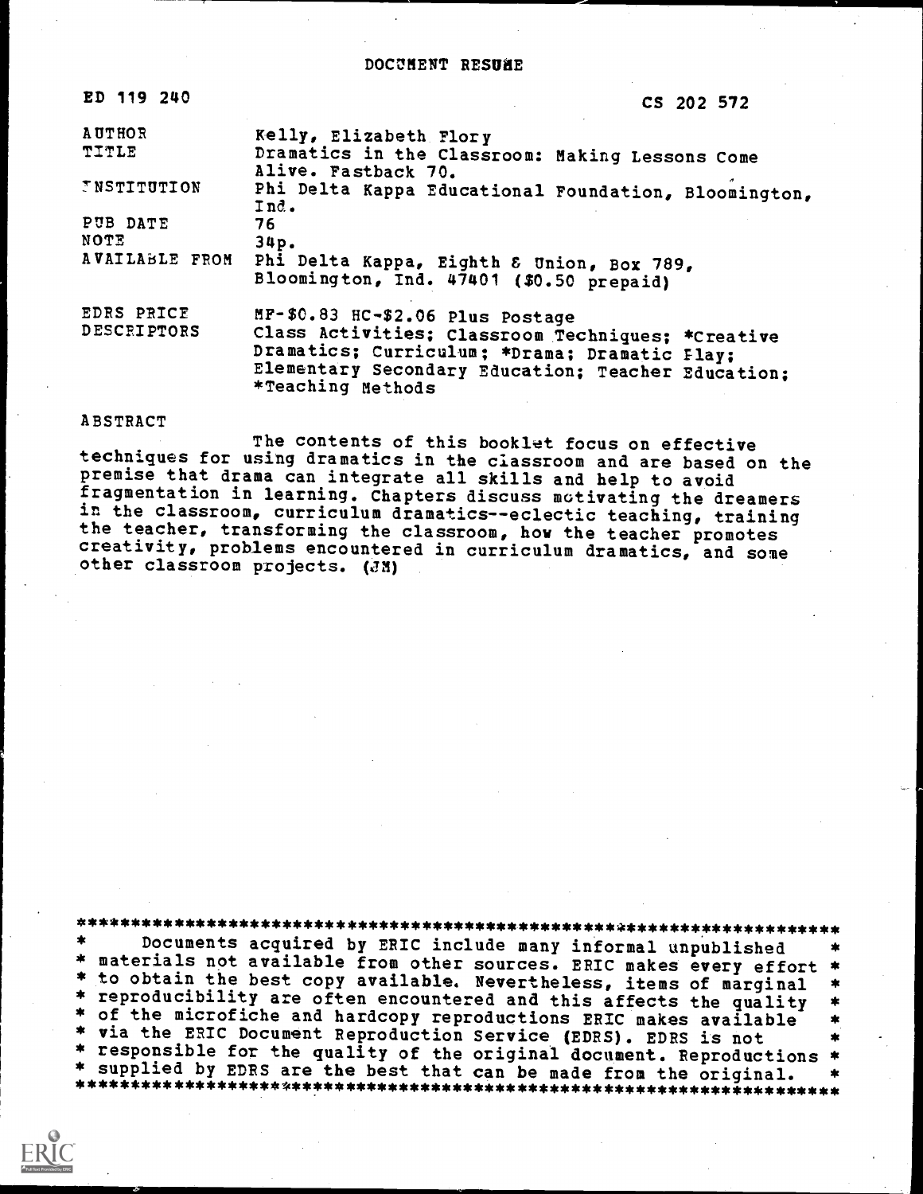# DOCUMENT RESUME

| | |
|---|---|
| ED 119 240 | CS 202 572 |
| AUTHOR | Kelly, Elizabeth Flory |
| TITLE | Dramatics in the Classroom: Making Lessons Come Alive. Fastback 70. |
| INSTITUTION | Phi Delta Kappa Educational Foundation, Bloomington, Ind. |
| PUB DATE | 76 |
| NOTE | 34p. |
| AVAILABLE FROM | Phi Delta Kappa, Eighth & Union, Box 789, Bloomington, Ind. 47401 ($0.50 prepaid) |
| EDRS PRICE | MF-$0.83 HC-$2.06 Plus Postage |
| DESCRIPTORS | Class Activities; Classroom Techniques; *Creative Dramatics; Curriculum; *Drama; Dramatic Play; Elementary Secondary Education; Teacher Education; *Teaching Methods |

ABSTRACT

The contents of this booklet focus on effective techniques for using dramatics in the classroom and are based on the premise that drama can integrate all skills and help to avoid fragmentation in learning. Chapters discuss motivating the dreamers in the classroom, curriculum dramatics--eclectic teaching, training the teacher, transforming the classroom, how the teacher promotes creativity, problems encountered in curriculum dramatics, and some other classroom projects. (JM)

***********************************************************************
* Documents acquired by ERIC include many informal unpublished *
* materials not available from other sources. ERIC makes every effort *
* to obtain the best copy available. Nevertheless, items of marginal *
* reproducibility are often encountered and this affects the quality *
* of the microfiche and hardcopy reproductions ERIC makes available *
* via the ERIC Document Reproduction Service (EDRS). EDRS is not *
* responsible for the quality of the original document. Reproductions *
* supplied by EDRS are the best that can be made from the original. *
***********************************************************************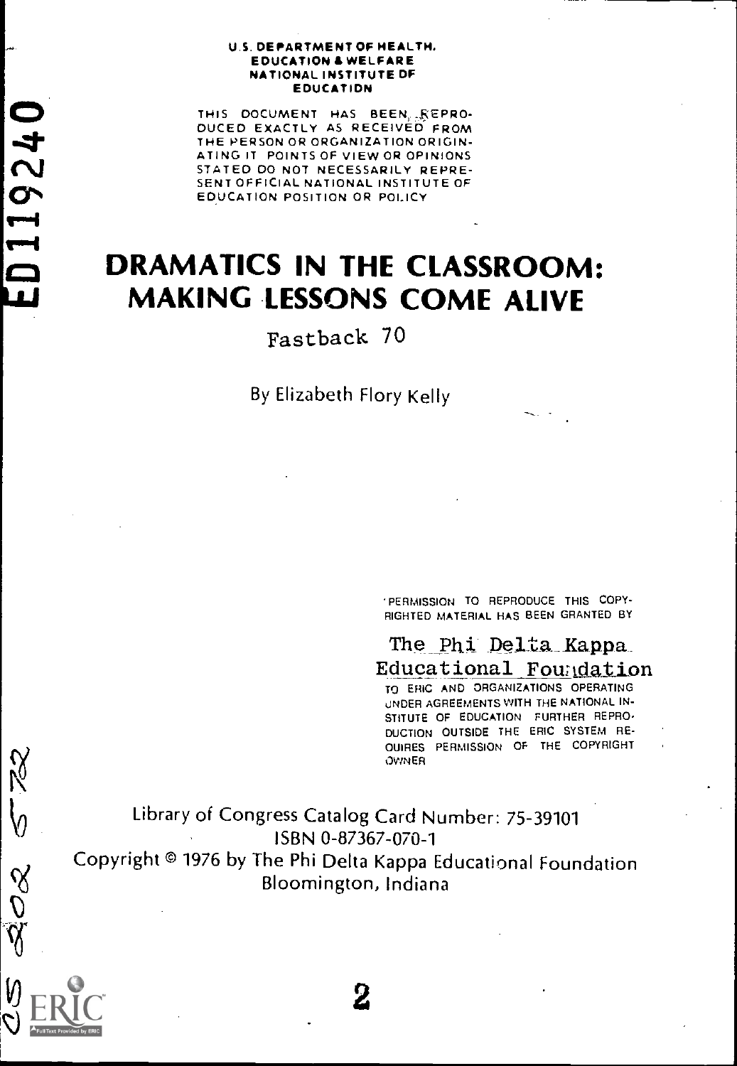U.S. DEPARTMENT OF HEALTH, EDUCATION & WELFARE NATIONAL INSTITUTE OF EDUCATION

THIS DOCUMENT HAS BEEN REPRODUCED EXACTLY AS RECEIVED FROM THE PERSON OR ORGANIZATION ORIGINATING IT. POINTS OF VIEW OR OPINIONS STATED DO NOT NECESSARILY REPRESENT OFFICIAL NATIONAL INSTITUTE OF EDUCATION POSITION OR POLICY

ED119240

# DRAMATICS IN THE CLASSROOM: MAKING LESSONS COME ALIVE

Fastback 70

By Elizabeth Flory Kelly

"PERMISSION TO REPRODUCE THIS COPYRIGHTED MATERIAL HAS BEEN GRANTED BY

The Phi Delta Kappa Educational Foundation

TO ERIC AND ORGANIZATIONS OPERATING UNDER AGREEMENTS WITH THE NATIONAL INSTITUTE OF EDUCATION. FURTHER REPRODUCTION OUTSIDE THE ERIC SYSTEM REQUIRES PERMISSION OF THE COPYRIGHT OWNER"

Library of Congress Catalog Card Number: 75-39101
ISBN 0-87367-070-1
Copyright © 1976 by The Phi Delta Kappa Educational Foundation
Bloomington, Indiana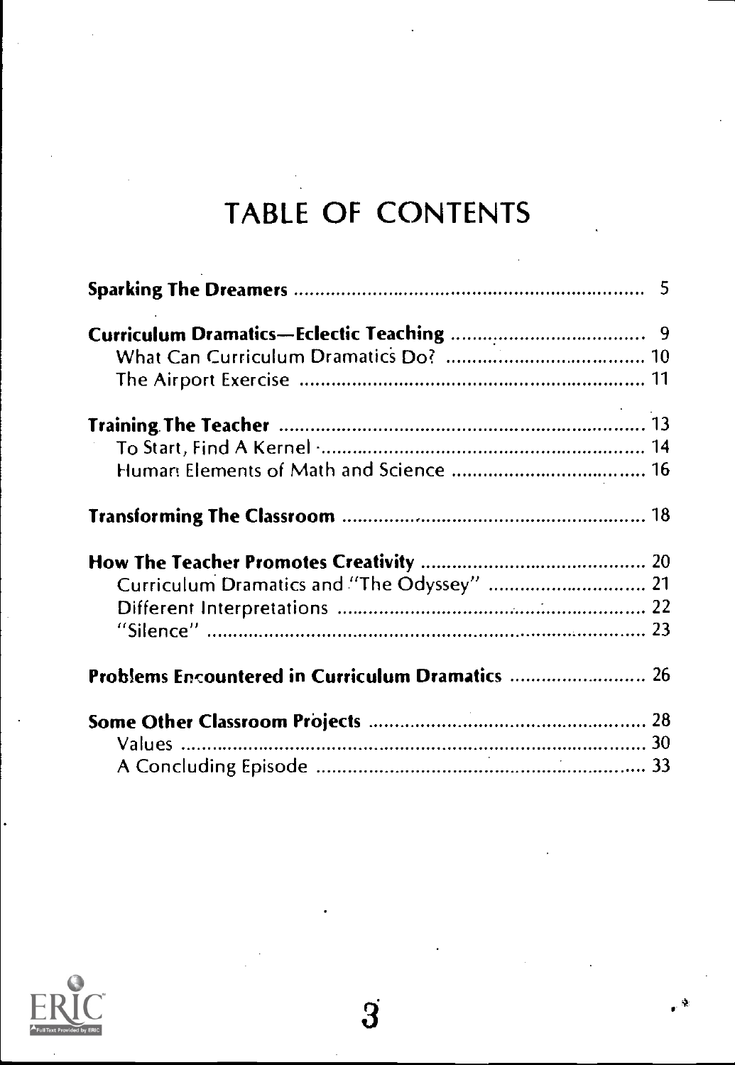# TABLE OF CONTENTS

**Sparking The Dreamers** .......... 5

**Curriculum Dramatics—Eclectic Teaching** .......... 9
- What Can Curriculum Dramatics Do? .......... 10
- The Airport Exercise .......... 11

**Training The Teacher** .......... 13
- To Start, Find A Kernel .......... 14
- Human Elements of Math and Science .......... 16

**Transforming The Classroom** .......... 18

**How The Teacher Promotes Creativity** .......... 20
- Curriculum Dramatics and "The Odyssey" .......... 21
- Different Interpretations .......... 22
- "Silence" .......... 23

**Problems Encountered in Curriculum Dramatics** .......... 26

**Some Other Classroom Projects** .......... 28
- Values .......... 30
- A Concluding Episode .......... 33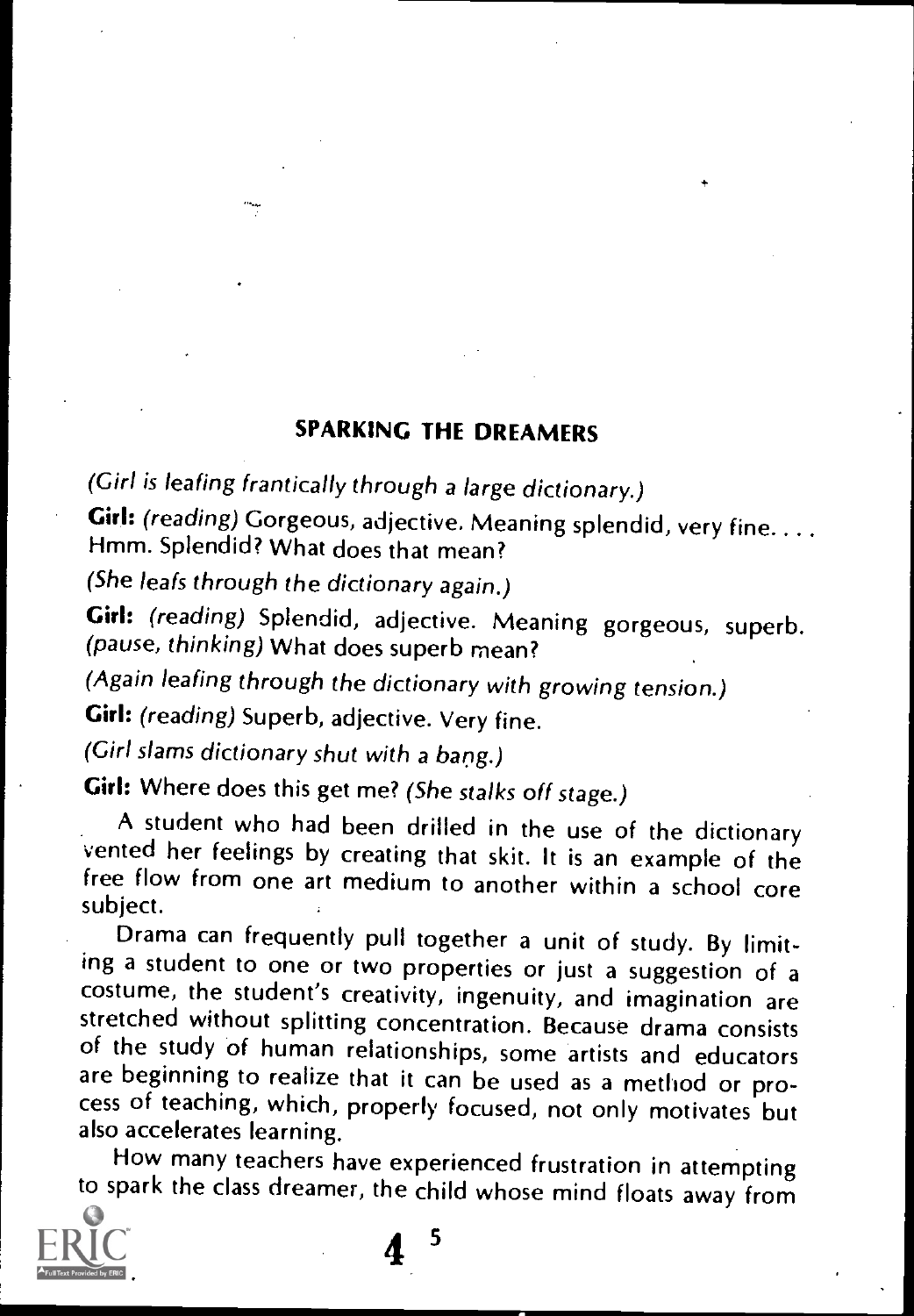## SPARKING THE DREAMERS

*(Girl is leafing frantically through a large dictionary.)*

**Girl:** *(reading)* Gorgeous, adjective. Meaning splendid, very fine. . . . Hmm. Splendid? What does that mean?

*(She leafs through the dictionary again.)*

**Girl:** *(reading)* Splendid, adjective. Meaning gorgeous, superb. *(pause, thinking)* What does superb mean?

*(Again leafing through the dictionary with growing tension.)*

**Girl:** *(reading)* Superb, adjective. Very fine.

*(Girl slams dictionary shut with a bang.)*

**Girl:** Where does this get me? *(She stalks off stage.)*

A student who had been drilled in the use of the dictionary vented her feelings by creating that skit. It is an example of the free flow from one art medium to another within a school core subject.

Drama can frequently pull together a unit of study. By limiting a student to one or two properties or just a suggestion of a costume, the student's creativity, ingenuity, and imagination are stretched without splitting concentration. Because drama consists of the study of human relationships, some artists and educators are beginning to realize that it can be used as a method or process of teaching, which, properly focused, not only motivates but also accelerates learning.

How many teachers have experienced frustration in attempting to spark the class dreamer, the child whose mind floats away from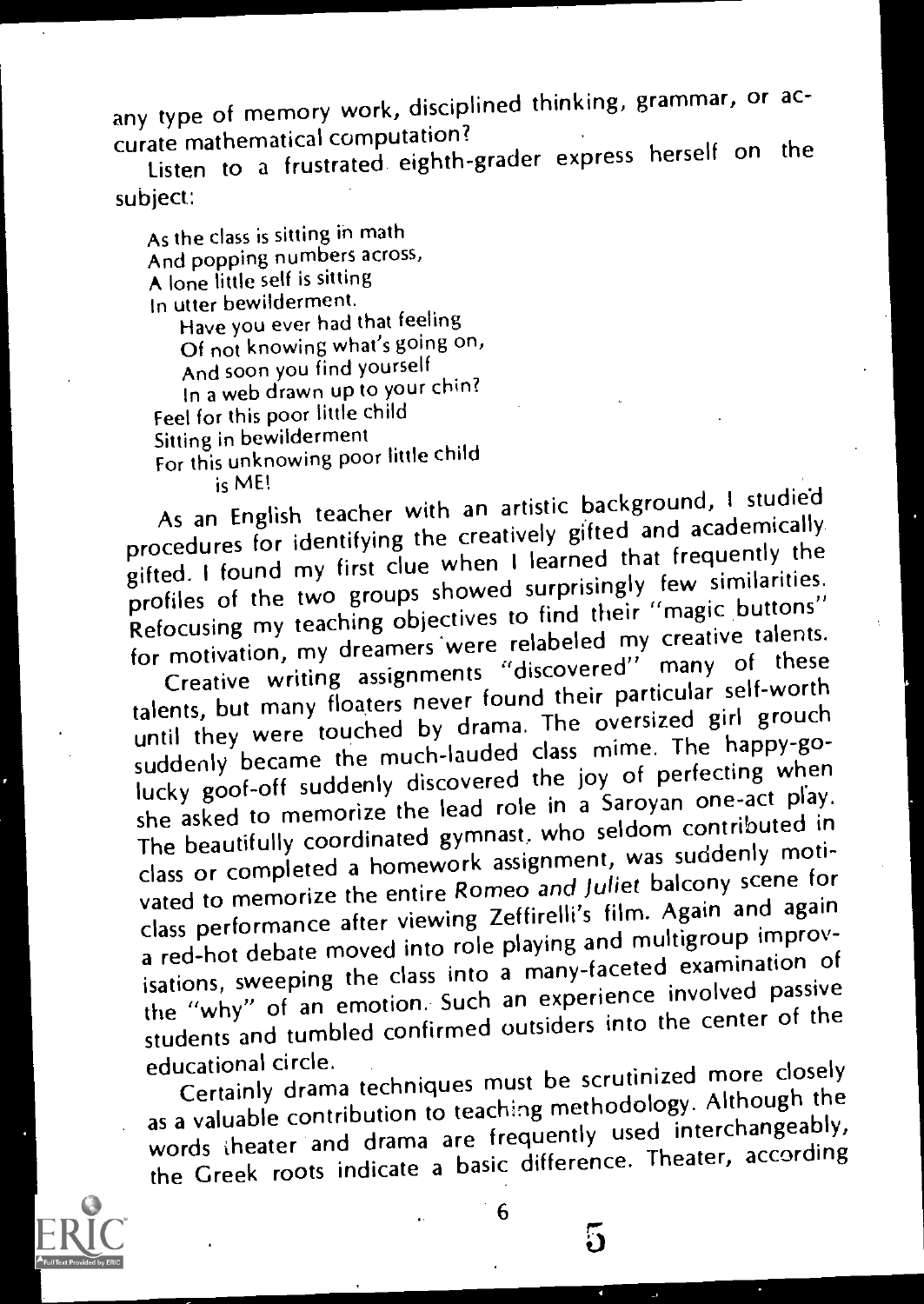any type of memory work, disciplined thinking, grammar, or accurate mathematical computation?

Listen to a frustrated eighth-grader express herself on the subject:

> As the class is sitting in math
> And popping numbers across,
> A lone little self is sitting
> In utter bewilderment.
>     Have you ever had that feeling
>     Of not knowing what's going on,
>     And soon you find yourself
>     In a web drawn up to your chin?
> Feel for this poor little child
> Sitting in bewilderment
> For this unknowing poor little child
>     is ME!

As an English teacher with an artistic background, I studied procedures for identifying the creatively gifted and academically gifted. I found my first clue when I learned that frequently the profiles of the two groups showed surprisingly few similarities. Refocusing my teaching objectives to find their "magic buttons" for motivation, my dreamers were relabeled my creative talents.

Creative writing assignments "discovered" many of these talents, but many floaters never found their particular self-worth until they were touched by drama. The oversized girl grouch suddenly became the much-lauded class mime. The happy-go-lucky goof-off suddenly discovered the joy of perfecting when she asked to memorize the lead role in a Saroyan one-act play. The beautifully coordinated gymnast, who seldom contributed in class or completed a homework assignment, was suddenly motivated to memorize the entire *Romeo and Juliet* balcony scene for class performance after viewing Zeffirelli's film. Again and again a red-hot debate moved into role playing and multigroup improvisations, sweeping the class into a many-faceted examination of the "why" of an emotion. Such an experience involved passive students and tumbled confirmed outsiders into the center of the educational circle.

Certainly drama techniques must be scrutinized more closely as a valuable contribution to teaching methodology. Although the words theater and drama are frequently used interchangeably, the Greek roots indicate a basic difference. Theater, according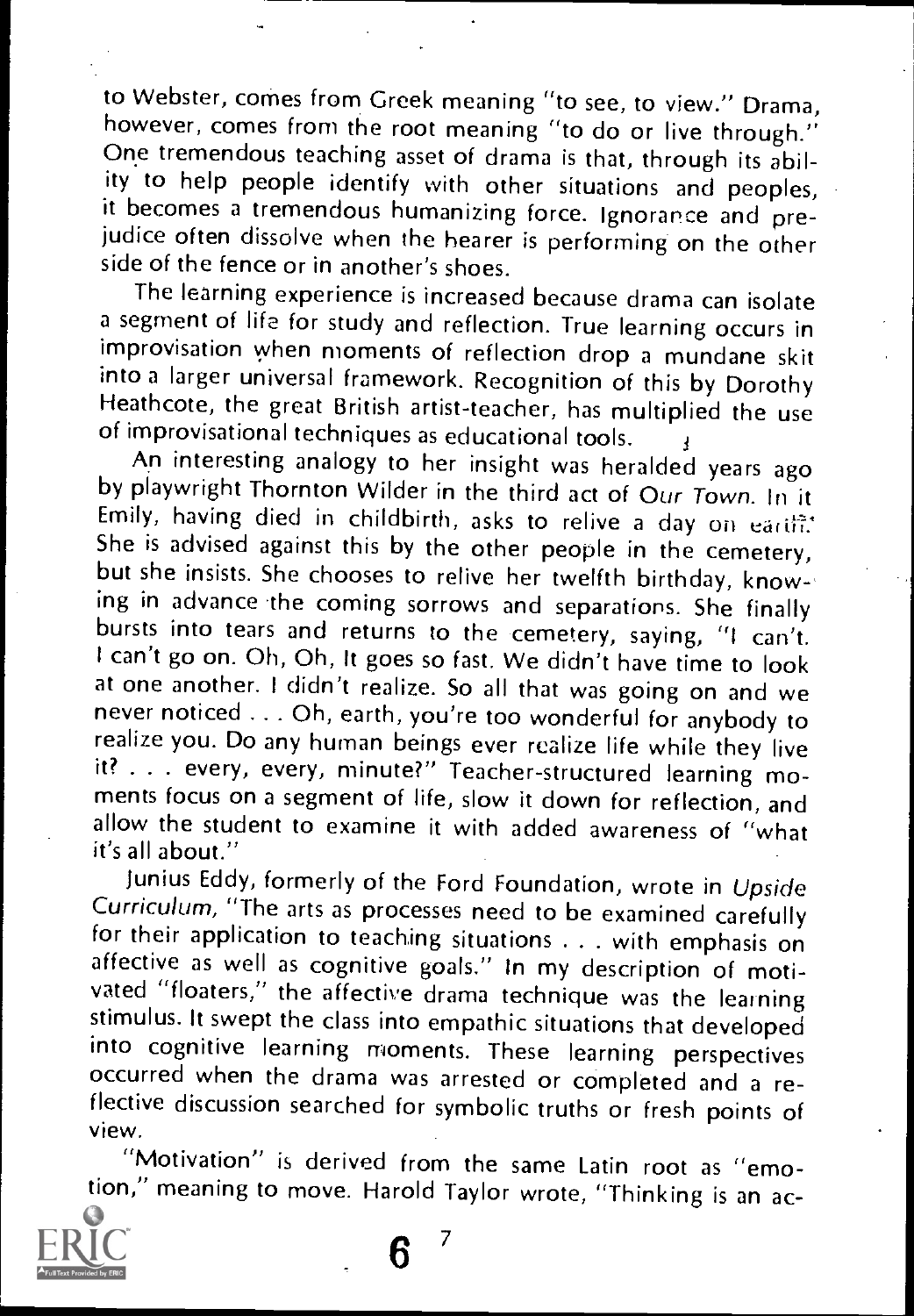to Webster, comes from Greek meaning "to see, to view." Drama, however, comes from the root meaning "to do or live through." One tremendous teaching asset of drama is that, through its ability to help people identify with other situations and peoples, it becomes a tremendous humanizing force. Ignorance and prejudice often dissolve when the hearer is performing on the other side of the fence or in another's shoes.

The learning experience is increased because drama can isolate a segment of life for study and reflection. True learning occurs in improvisation when moments of reflection drop a mundane skit into a larger universal framework. Recognition of this by Dorothy Heathcote, the great British artist-teacher, has multiplied the use of improvisational techniques as educational tools.

An interesting analogy to her insight was heralded years ago by playwright Thornton Wilder in the third act of *Our Town*. In it Emily, having died in childbirth, asks to relive a day on earth. She is advised against this by the other people in the cemetery, but she insists. She chooses to relive her twelfth birthday, knowing in advance the coming sorrows and separations. She finally bursts into tears and returns to the cemetery, saying, "I can't. I can't go on. Oh, Oh, It goes so fast. We didn't have time to look at one another. I didn't realize. So all that was going on and we never noticed . . . Oh, earth, you're too wonderful for anybody to realize you. Do any human beings ever realize life while they live it? . . . every, every, minute?" Teacher-structured learning moments focus on a segment of life, slow it down for reflection, and allow the student to examine it with added awareness of "what it's all about."

Junius Eddy, formerly of the Ford Foundation, wrote in *Upside Curriculum*, "The arts as processes need to be examined carefully for their application to teaching situations . . . with emphasis on affective as well as cognitive goals." In my description of motivated "floaters," the affective drama technique was the learning stimulus. It swept the class into empathic situations that developed into cognitive learning moments. These learning perspectives occurred when the drama was arrested or completed and a reflective discussion searched for symbolic truths or fresh points of view.

"Motivation" is derived from the same Latin root as "emotion," meaning to move. Harold Taylor wrote, "Thinking is an ac-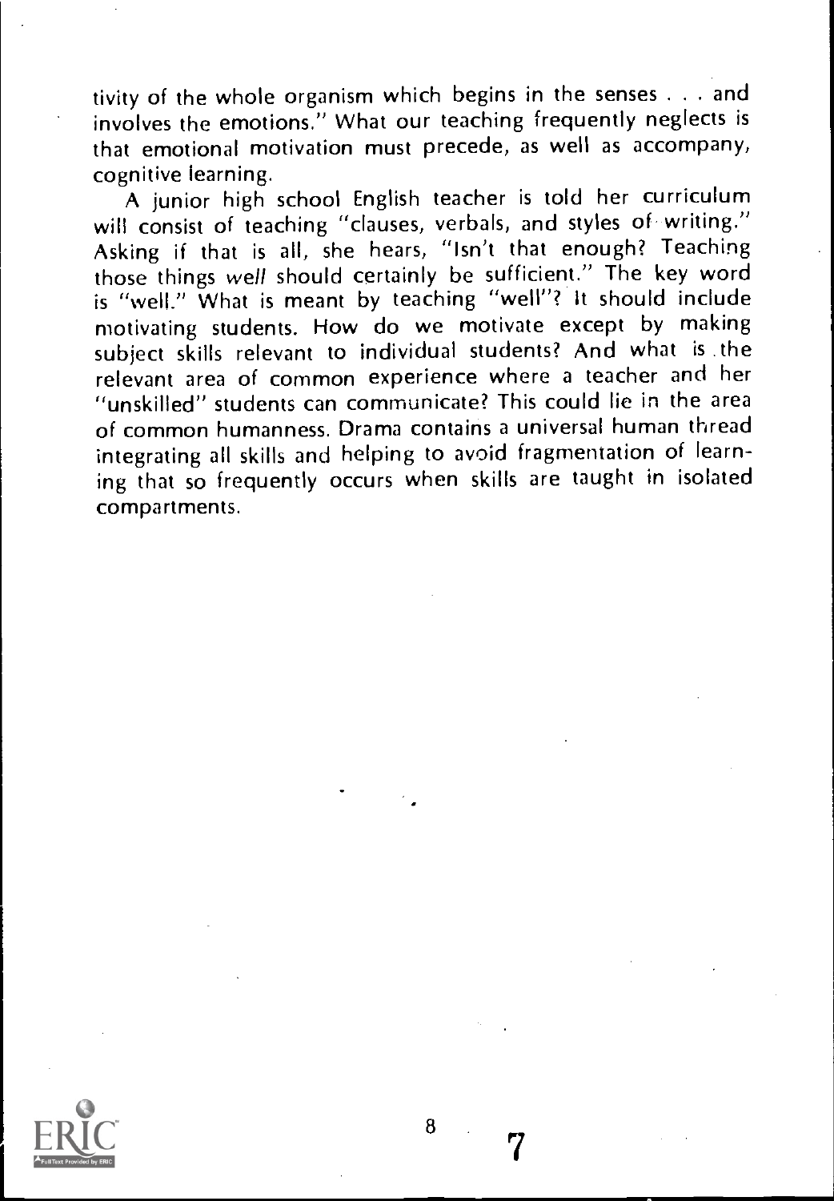tivity of the whole organism which begins in the senses . . . and involves the emotions." What our teaching frequently neglects is that emotional motivation must precede, as well as accompany, cognitive learning.

A junior high school English teacher is told her curriculum will consist of teaching "clauses, verbals, and styles of writing." Asking if that is all, she hears, "Isn't that enough? Teaching those things *well* should certainly be sufficient." The key word is "well." What is meant by teaching "well"? It should include motivating students. How do we motivate except by making subject skills relevant to individual students? And what is the relevant area of common experience where a teacher and her "unskilled" students can communicate? This could lie in the area of common humanness. Drama contains a universal human thread integrating all skills and helping to avoid fragmentation of learning that so frequently occurs when skills are taught in isolated compartments.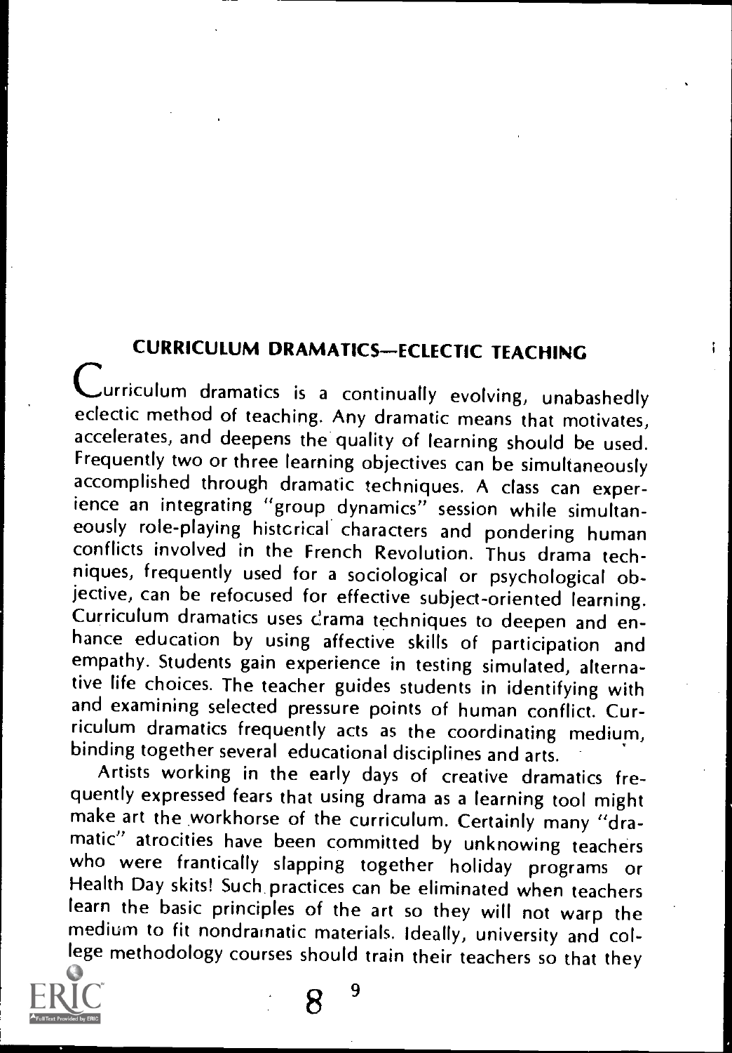## CURRICULUM DRAMATICS—ECLECTIC TEACHING

Curriculum dramatics is a continually evolving, unabashedly eclectic method of teaching. Any dramatic means that motivates, accelerates, and deepens the quality of learning should be used. Frequently two or three learning objectives can be simultaneously accomplished through dramatic techniques. A class can experience an integrating "group dynamics" session while simultaneously role-playing historical characters and pondering human conflicts involved in the French Revolution. Thus drama techniques, frequently used for a sociological or psychological objective, can be refocused for effective subject-oriented learning. Curriculum dramatics uses drama techniques to deepen and enhance education by using affective skills of participation and empathy. Students gain experience in testing simulated, alternative life choices. The teacher guides students in identifying with and examining selected pressure points of human conflict. Curriculum dramatics frequently acts as the coordinating medium, binding together several educational disciplines and arts.

Artists working in the early days of creative dramatics frequently expressed fears that using drama as a learning tool might make art the workhorse of the curriculum. Certainly many "dramatic" atrocities have been committed by unknowing teachers who were frantically slapping together holiday programs or Health Day skits! Such practices can be eliminated when teachers learn the basic principles of the art so they will not warp the medium to fit nondramatic materials. Ideally, university and college methodology courses should train their teachers so that they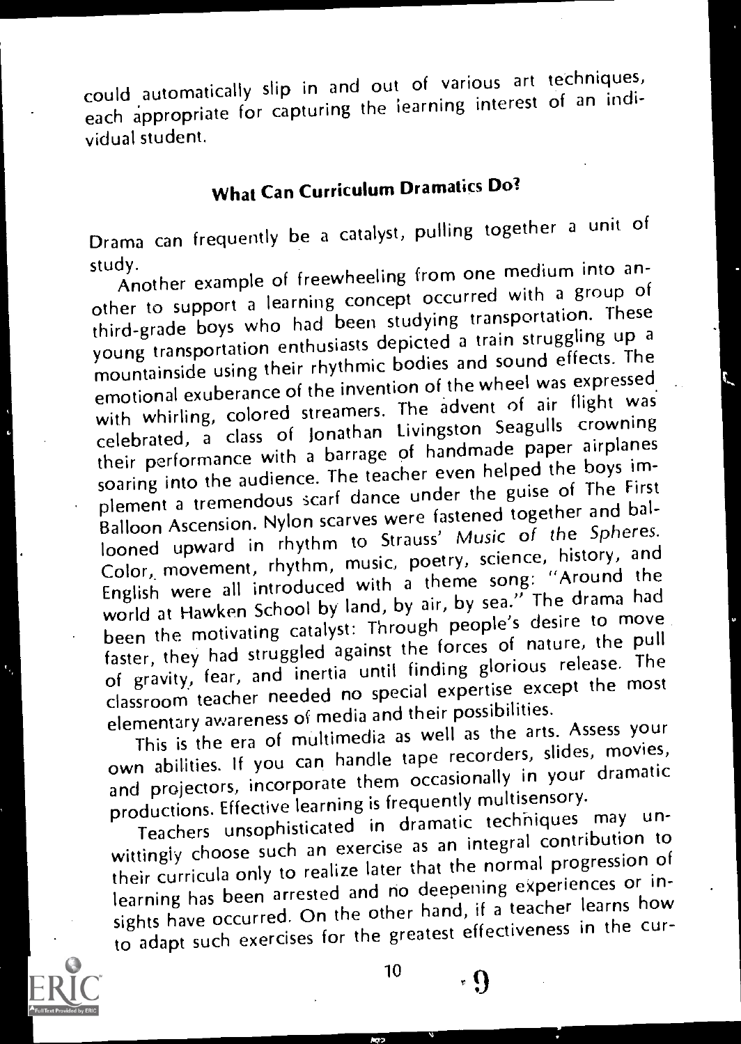could automatically slip in and out of various art techniques, each appropriate for capturing the learning interest of an individual student.

## What Can Curriculum Dramatics Do?

Drama can frequently be a catalyst, pulling together a unit of study.

Another example of freewheeling from one medium into another to support a learning concept occurred with a group of third-grade boys who had been studying transportation. These young transportation enthusiasts depicted a train struggling up a mountainside using their rhythmic bodies and sound effects. The emotional exuberance of the invention of the wheel was expressed with whirling, colored streamers. The advent of air flight was celebrated, a class of Jonathan Livingston Seagulls crowning their performance with a barrage of handmade paper airplanes soaring into the audience. The teacher even helped the boys implement a tremendous scarf dance under the guise of The First Balloon Ascension. Nylon scarves were fastened together and ballooned upward in rhythm to Strauss' *Music of the Spheres*. Color, movement, rhythm, music, poetry, science, history, and English were all introduced with a theme song: "Around the world at Hawken School by land, by air, by sea." The drama had been the motivating catalyst: Through people's desire to move faster, they had struggled against the forces of nature, the pull of gravity, fear, and inertia until finding glorious release. The classroom teacher needed no special expertise except the most elementary awareness of media and their possibilities.

This is the era of multimedia as well as the arts. Assess your own abilities. If you can handle tape recorders, slides, movies, and projectors, incorporate them occasionally in your dramatic productions. Effective learning is frequently multisensory.

Teachers unsophisticated in dramatic techniques may unwittingly choose such an exercise as an integral contribution to their curricula only to realize later that the normal progression of learning has been arrested and no deepening experiences or insights have occurred. On the other hand, if a teacher learns how to adapt such exercises for the greatest effectiveness in the cur-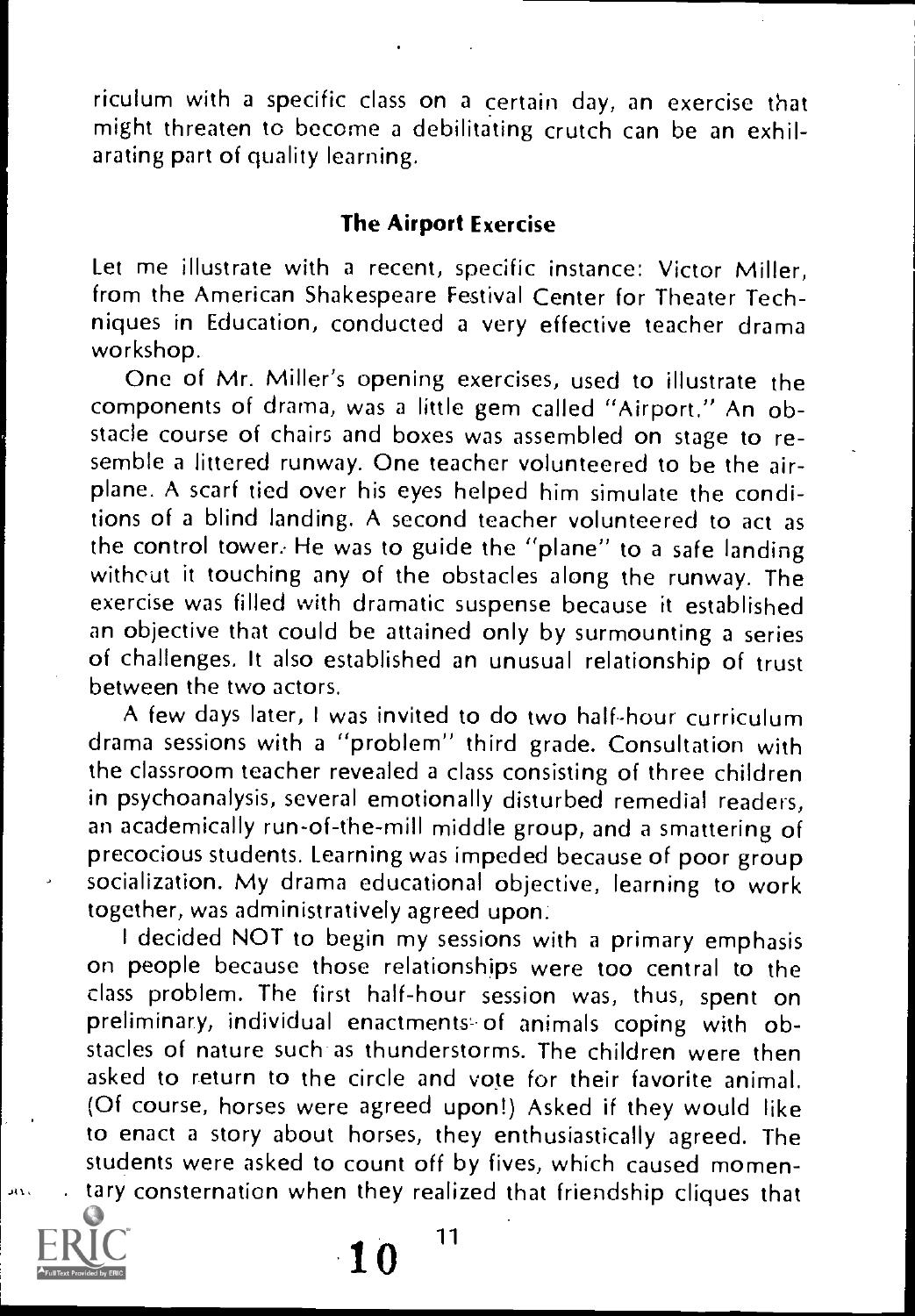riculum with a specific class on a certain day, an exercise that might threaten to become a debilitating crutch can be an exhilarating part of quality learning.

### The Airport Exercise

Let me illustrate with a recent, specific instance: Victor Miller, from the American Shakespeare Festival Center for Theater Techniques in Education, conducted a very effective teacher drama workshop.

One of Mr. Miller's opening exercises, used to illustrate the components of drama, was a little gem called "Airport." An obstacle course of chairs and boxes was assembled on stage to resemble a littered runway. One teacher volunteered to be the airplane. A scarf tied over his eyes helped him simulate the conditions of a blind landing. A second teacher volunteered to act as the control tower. He was to guide the "plane" to a safe landing without it touching any of the obstacles along the runway. The exercise was filled with dramatic suspense because it established an objective that could be attained only by surmounting a series of challenges. It also established an unusual relationship of trust between the two actors.

A few days later, I was invited to do two half-hour curriculum drama sessions with a "problem" third grade. Consultation with the classroom teacher revealed a class consisting of three children in psychoanalysis, several emotionally disturbed remedial readers, an academically run-of-the-mill middle group, and a smattering of precocious students. Learning was impeded because of poor group socialization. My drama educational objective, learning to work together, was administratively agreed upon.

I decided NOT to begin my sessions with a primary emphasis on people because those relationships were too central to the class problem. The first half-hour session was, thus, spent on preliminary, individual enactments of animals coping with obstacles of nature such as thunderstorms. The children were then asked to return to the circle and vote for their favorite animal. (Of course, horses were agreed upon!) Asked if they would like to enact a story about horses, they enthusiastically agreed. The students were asked to count off by fives, which caused momentary consternation when they realized that friendship cliques that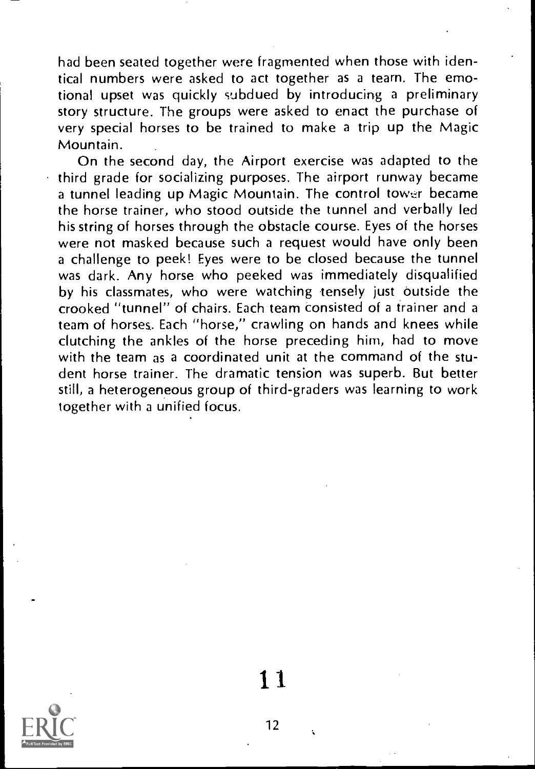had been seated together were fragmented when those with identical numbers were asked to act together as a team. The emotional upset was quickly subdued by introducing a preliminary story structure. The groups were asked to enact the purchase of very special horses to be trained to make a trip up the Magic Mountain.

On the second day, the Airport exercise was adapted to the third grade for socializing purposes. The airport runway became a tunnel leading up Magic Mountain. The control tower became the horse trainer, who stood outside the tunnel and verbally led his string of horses through the obstacle course. Eyes of the horses were not masked because such a request would have only been a challenge to peek! Eyes were to be closed because the tunnel was dark. Any horse who peeked was immediately disqualified by his classmates, who were watching tensely just outside the crooked "tunnel" of chairs. Each team consisted of a trainer and a team of horses. Each "horse," crawling on hands and knees while clutching the ankles of the horse preceding him, had to move with the team as a coordinated unit at the command of the student horse trainer. The dramatic tension was superb. But better still, a heterogeneous group of third-graders was learning to work together with a unified focus.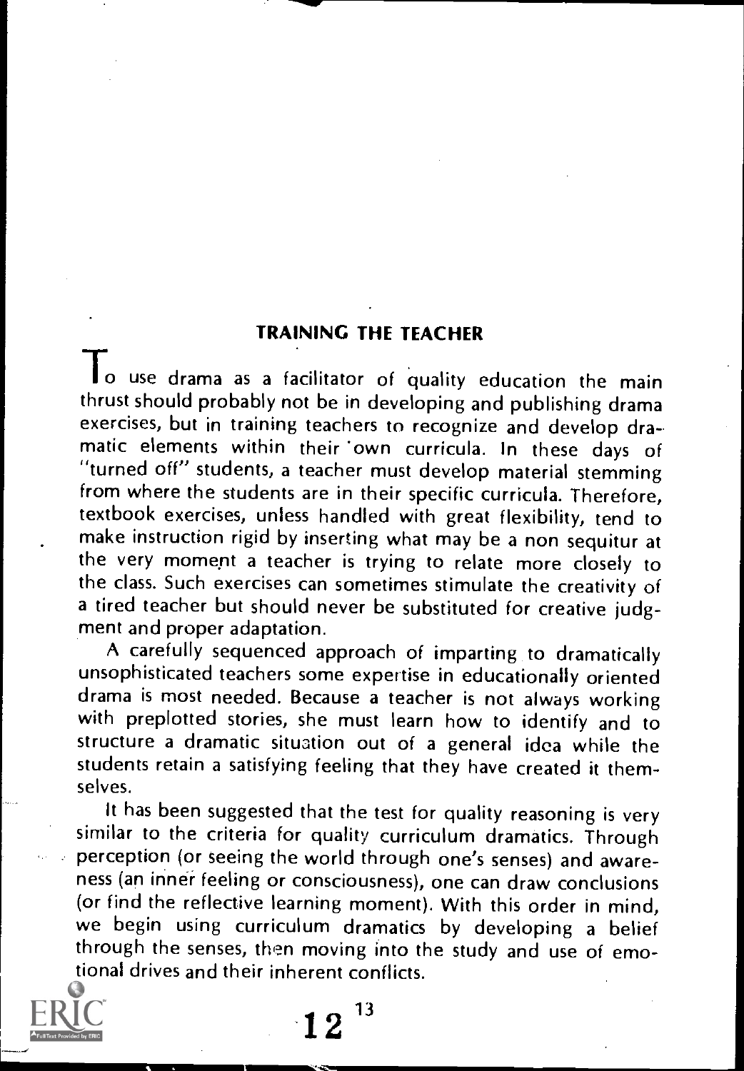## TRAINING THE TEACHER

To use drama as a facilitator of quality education the main thrust should probably not be in developing and publishing drama exercises, but in training teachers to recognize and develop dramatic elements within their own curricula. In these days of "turned off" students, a teacher must develop material stemming from where the students are in their specific curricula. Therefore, textbook exercises, unless handled with great flexibility, tend to make instruction rigid by inserting what may be a non sequitur at the very moment a teacher is trying to relate more closely to the class. Such exercises can sometimes stimulate the creativity of a tired teacher but should never be substituted for creative judgment and proper adaptation.

A carefully sequenced approach of imparting to dramatically unsophisticated teachers some expertise in educationally oriented drama is most needed. Because a teacher is not always working with preplotted stories, she must learn how to identify and to structure a dramatic situation out of a general idea while the students retain a satisfying feeling that they have created it themselves.

It has been suggested that the test for quality reasoning is very similar to the criteria for quality curriculum dramatics. Through perception (or seeing the world through one's senses) and awareness (an inner feeling or consciousness), one can draw conclusions (or find the reflective learning moment). With this order in mind, we begin using curriculum dramatics by developing a belief through the senses, then moving into the study and use of emotional drives and their inherent conflicts.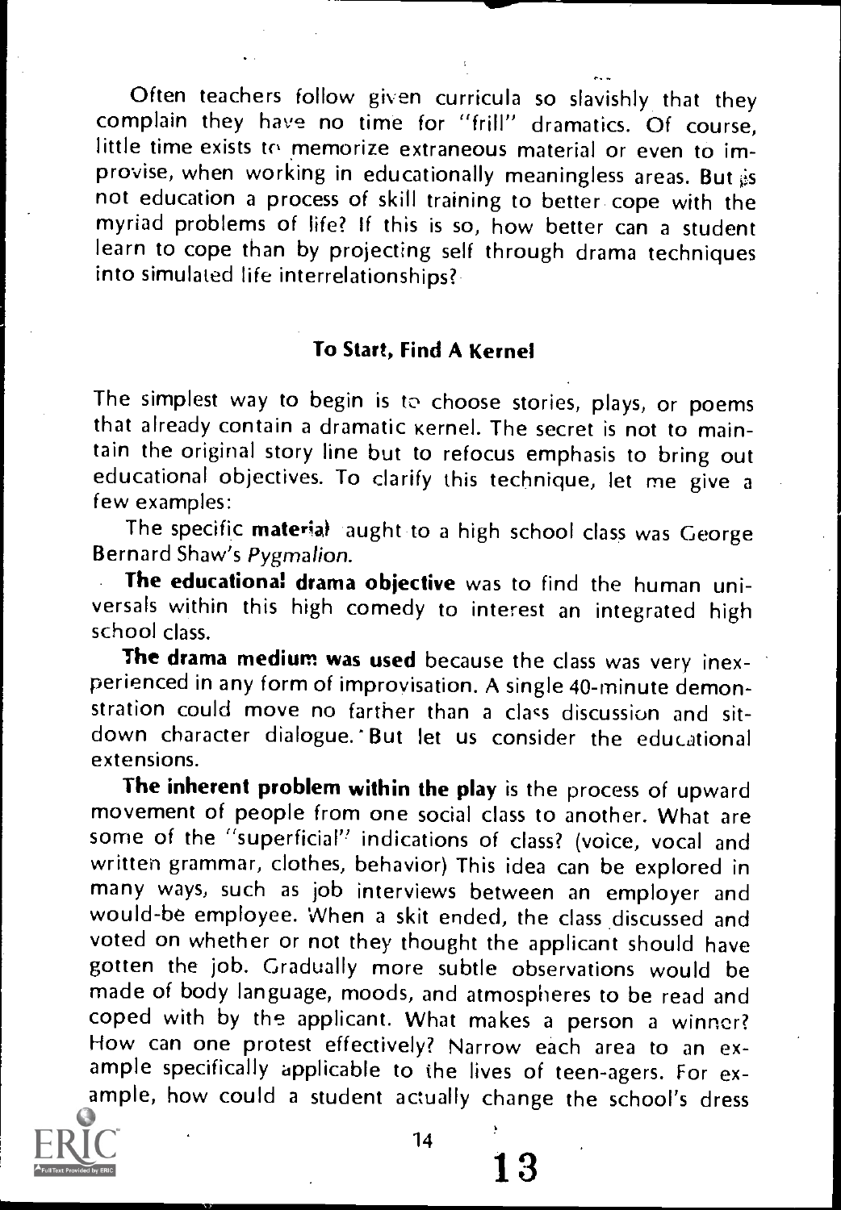Often teachers follow given curricula so slavishly that they complain they have no time for "frill" dramatics. Of course, little time exists to memorize extraneous material or even to improvise, when working in educationally meaningless areas. But is not education a process of skill training to better cope with the myriad problems of life? If this is so, how better can a student learn to cope than by projecting self through drama techniques into simulated life interrelationships?

### To Start, Find A Kernel

The simplest way to begin is to choose stories, plays, or poems that already contain a dramatic kernel. The secret is not to maintain the original story line but to refocus emphasis to bring out educational objectives. To clarify this technique, let me give a few examples:

The specific **material** aught to a high school class was George Bernard Shaw's *Pygmalion.*

**The educational drama objective** was to find the human universals within this high comedy to interest an integrated high school class.

**The drama medium was used** because the class was very inexperienced in any form of improvisation. A single 40-minute demonstration could move no farther than a class discussion and sit-down character dialogue. But let us consider the educational extensions.

**The inherent problem within the play** is the process of upward movement of people from one social class to another. What are some of the "superficial" indications of class? (voice, vocal and written grammar, clothes, behavior) This idea can be explored in many ways, such as job interviews between an employer and would-be employee. When a skit ended, the class discussed and voted on whether or not they thought the applicant should have gotten the job. Gradually more subtle observations would be made of body language, moods, and atmospheres to be read and coped with by the applicant. What makes a person a winner? How can one protest effectively? Narrow each area to an example specifically applicable to the lives of teen-agers. For example, how could a student actually change the school's dress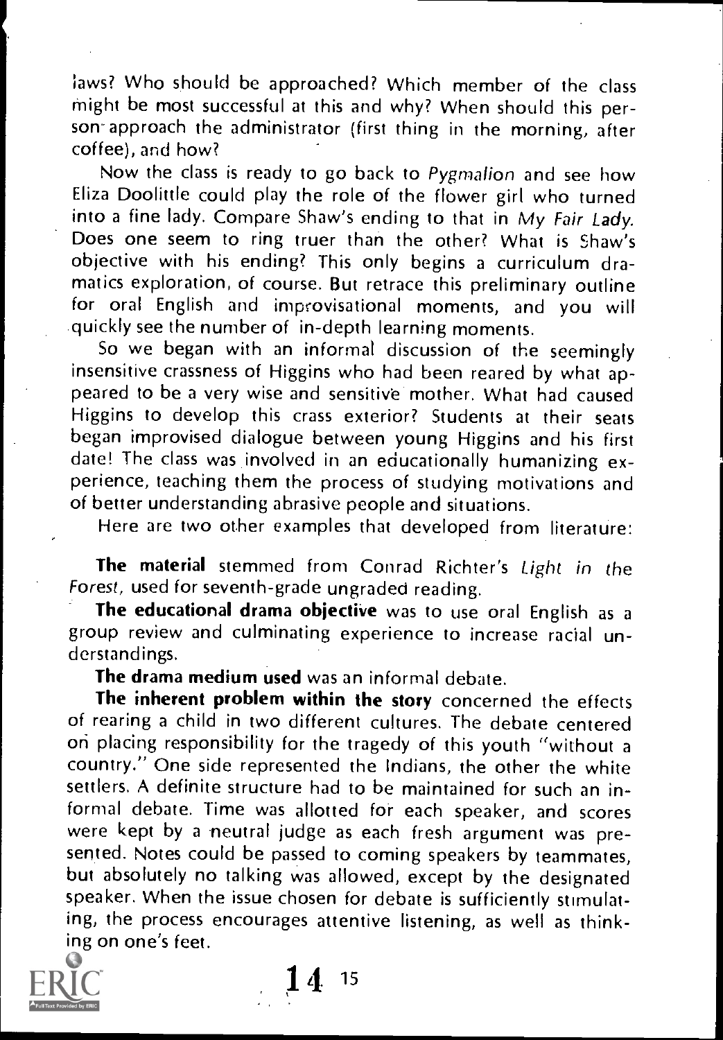laws? Who should be approached? Which member of the class might be most successful at this and why? When should this person approach the administrator (first thing in the morning, after coffee), and how?

Now the class is ready to go back to *Pygmalion* and see how Eliza Doolittle could play the role of the flower girl who turned into a fine lady. Compare Shaw's ending to that in *My Fair Lady*. Does one seem to ring truer than the other? What is Shaw's objective with his ending? This only begins a curriculum dramatics exploration, of course. But retrace this preliminary outline for oral English and improvisational moments, and you will quickly see the number of in-depth learning moments.

So we began with an informal discussion of the seemingly insensitive crassness of Higgins who had been reared by what appeared to be a very wise and sensitive mother. What had caused Higgins to develop this crass exterior? Students at their seats began improvised dialogue between young Higgins and his first date! The class was involved in an educationally humanizing experience, teaching them the process of studying motivations and of better understanding abrasive people and situations.

Here are two other examples that developed from literature:

**The material** stemmed from Conrad Richter's *Light in the Forest*, used for seventh-grade ungraded reading.

**The educational drama objective** was to use oral English as a group review and culminating experience to increase racial understandings.

**The drama medium used** was an informal debate.

**The inherent problem within the story** concerned the effects of rearing a child in two different cultures. The debate centered on placing responsibility for the tragedy of this youth "without a country." One side represented the Indians, the other the white settlers. A definite structure had to be maintained for such an informal debate. Time was allotted for each speaker, and scores were kept by a neutral judge as each fresh argument was presented. Notes could be passed to coming speakers by teammates, but absolutely no talking was allowed, except by the designated speaker. When the issue chosen for debate is sufficiently stimulating, the process encourages attentive listening, as well as thinking on one's feet.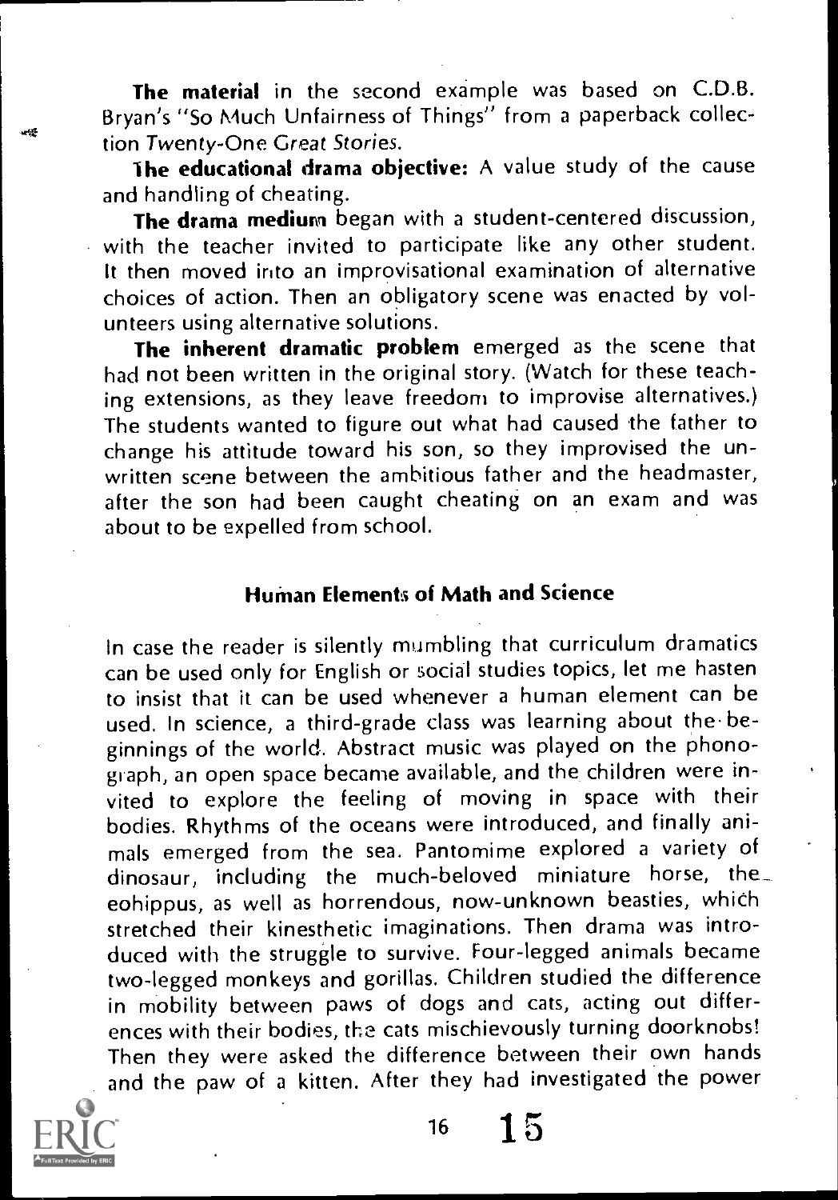**The material** in the second example was based on C.D.B. Bryan's "So Much Unfairness of Things" from a paperback collection *Twenty-One Great Stories.*

**The educational drama objective:** A value study of the cause and handling of cheating.

**The drama medium** began with a student-centered discussion, with the teacher invited to participate like any other student. It then moved into an improvisational examination of alternative choices of action. Then an obligatory scene was enacted by volunteers using alternative solutions.

**The inherent dramatic problem** emerged as the scene that had not been written in the original story. (Watch for these teaching extensions, as they leave freedom to improvise alternatives.) The students wanted to figure out what had caused the father to change his attitude toward his son, so they improvised the unwritten scene between the ambitious father and the headmaster, after the son had been caught cheating on an exam and was about to be expelled from school.

### Human Elements of Math and Science

In case the reader is silently mumbling that curriculum dramatics can be used only for English or social studies topics, let me hasten to insist that it can be used whenever a human element can be used. In science, a third-grade class was learning about the beginnings of the world. Abstract music was played on the phonograph, an open space became available, and the children were invited to explore the feeling of moving in space with their bodies. Rhythms of the oceans were introduced, and finally animals emerged from the sea. Pantomime explored a variety of dinosaur, including the much-beloved miniature horse, the eohippus, as well as horrendous, now-unknown beasties, which stretched their kinesthetic imaginations. Then drama was introduced with the struggle to survive. Four-legged animals became two-legged monkeys and gorillas. Children studied the difference in mobility between paws of dogs and cats, acting out differences with their bodies, the cats mischievously turning doorknobs! Then they were asked the difference between their own hands and the paw of a kitten. After they had investigated the power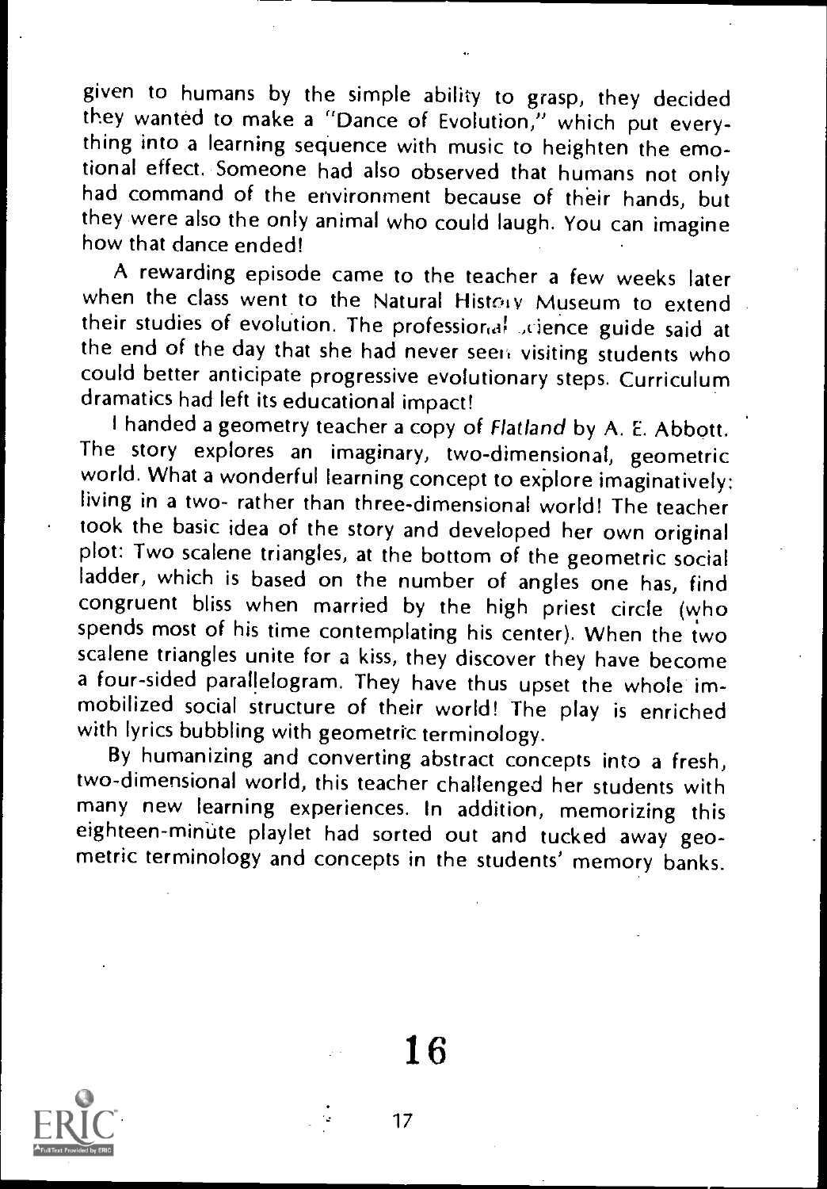given to humans by the simple ability to grasp, they decided they wanted to make a "Dance of Evolution," which put everything into a learning sequence with music to heighten the emotional effect. Someone had also observed that humans not only had command of the environment because of their hands, but they were also the only animal who could laugh. You can imagine how that dance ended!

A rewarding episode came to the teacher a few weeks later when the class went to the Natural History Museum to extend their studies of evolution. The professional science guide said at the end of the day that she had never seen visiting students who could better anticipate progressive evolutionary steps. Curriculum dramatics had left its educational impact!

I handed a geometry teacher a copy of *Flatland* by A. E. Abbott. The story explores an imaginary, two-dimensional, geometric world. What a wonderful learning concept to explore imaginatively: living in a two- rather than three-dimensional world! The teacher took the basic idea of the story and developed her own original plot: Two scalene triangles, at the bottom of the geometric social ladder, which is based on the number of angles one has, find congruent bliss when married by the high priest circle (who spends most of his time contemplating his center). When the two scalene triangles unite for a kiss, they discover they have become a four-sided parallelogram. They have thus upset the whole immobilized social structure of their world! The play is enriched with lyrics bubbling with geometric terminology.

By humanizing and converting abstract concepts into a fresh, two-dimensional world, this teacher challenged her students with many new learning experiences. In addition, memorizing this eighteen-minute playlet had sorted out and tucked away geometric terminology and concepts in the students' memory banks.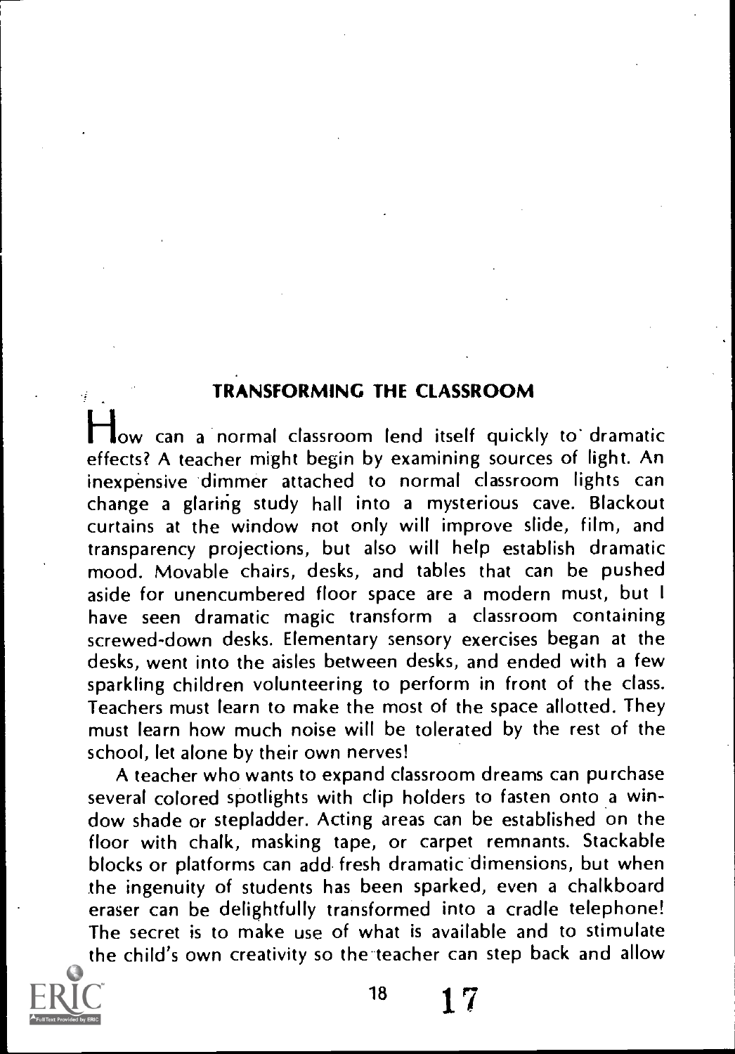## TRANSFORMING THE CLASSROOM

How can a normal classroom lend itself quickly to dramatic effects? A teacher might begin by examining sources of light. An inexpensive dimmer attached to normal classroom lights can change a glaring study hall into a mysterious cave. Blackout curtains at the window not only will improve slide, film, and transparency projections, but also will help establish dramatic mood. Movable chairs, desks, and tables that can be pushed aside for unencumbered floor space are a modern must, but I have seen dramatic magic transform a classroom containing screwed-down desks. Elementary sensory exercises began at the desks, went into the aisles between desks, and ended with a few sparkling children volunteering to perform in front of the class. Teachers must learn to make the most of the space allotted. They must learn how much noise will be tolerated by the rest of the school, let alone by their own nerves!

A teacher who wants to expand classroom dreams can purchase several colored spotlights with clip holders to fasten onto a window shade or stepladder. Acting areas can be established on the floor with chalk, masking tape, or carpet remnants. Stackable blocks or platforms can add fresh dramatic dimensions, but when the ingenuity of students has been sparked, even a chalkboard eraser can be delightfully transformed into a cradle telephone! The secret is to make use of what is available and to stimulate the child's own creativity so the teacher can step back and allow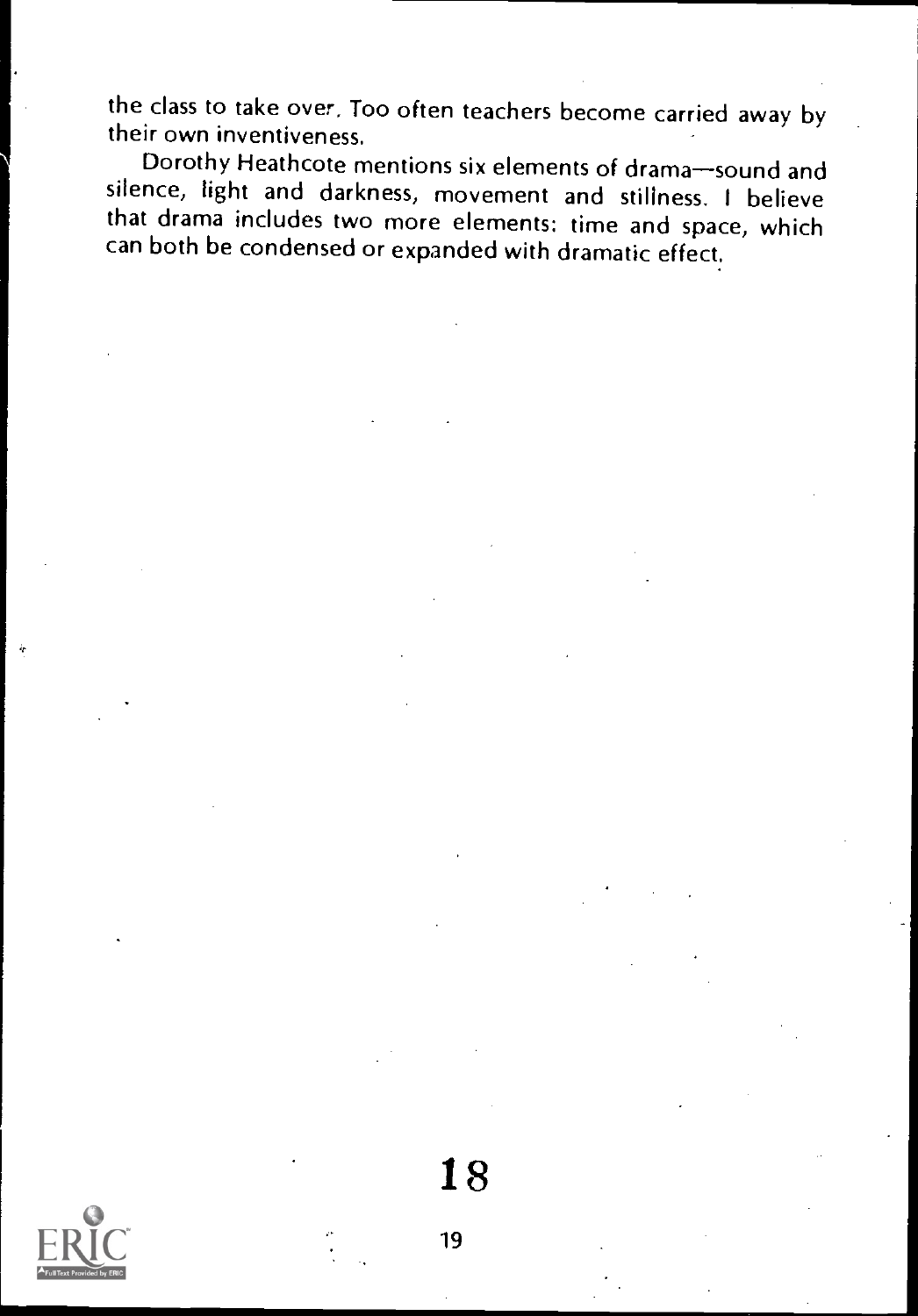the class to take over. Too often teachers become carried away by their own inventiveness.

Dorothy Heathcote mentions six elements of drama—sound and silence, light and darkness, movement and stillness. I believe that drama includes two more elements: time and space, which can both be condensed or expanded with dramatic effect.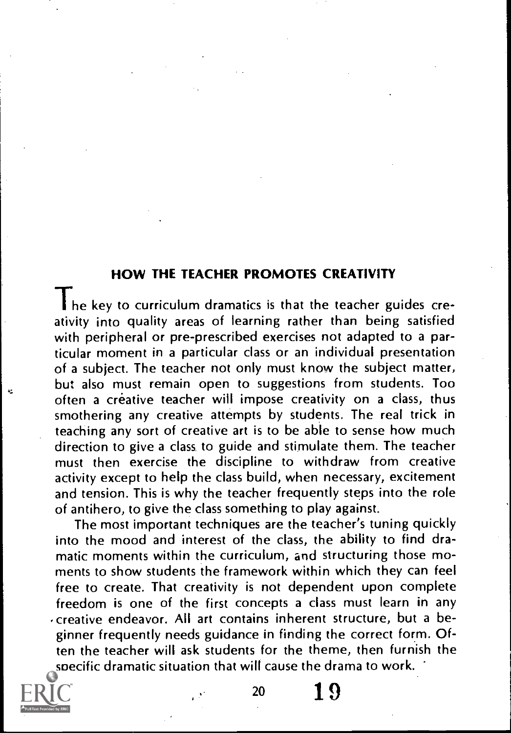## HOW THE TEACHER PROMOTES CREATIVITY

The key to curriculum dramatics is that the teacher guides creativity into quality areas of learning rather than being satisfied with peripheral or pre-prescribed exercises not adapted to a particular moment in a particular class or an individual presentation of a subject. The teacher not only must know the subject matter, but also must remain open to suggestions from students. Too often a creative teacher will impose creativity on a class, thus smothering any creative attempts by students. The real trick in teaching any sort of creative art is to be able to sense how much direction to give a class to guide and stimulate them. The teacher must then exercise the discipline to withdraw from creative activity except to help the class build, when necessary, excitement and tension. This is why the teacher frequently steps into the role of antihero, to give the class something to play against.

The most important techniques are the teacher's tuning quickly into the mood and interest of the class, the ability to find dramatic moments within the curriculum, and structuring those moments to show students the framework within which they can feel free to create. That creativity is not dependent upon complete freedom is one of the first concepts a class must learn in any creative endeavor. All art contains inherent structure, but a beginner frequently needs guidance in finding the correct form. Often the teacher will ask students for the theme, then furnish the specific dramatic situation that will cause the drama to work.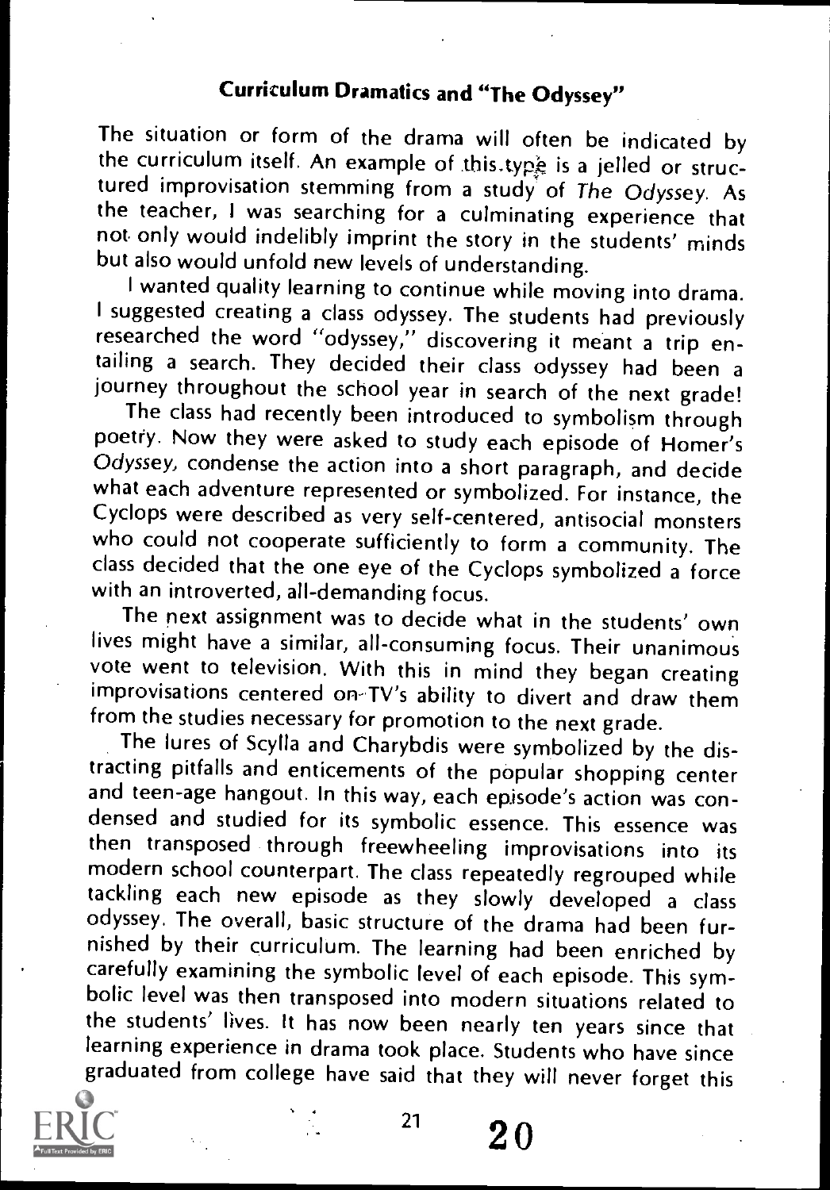## Curriculum Dramatics and "The Odyssey"

The situation or form of the drama will often be indicated by the curriculum itself. An example of this type is a jelled or structured improvisation stemming from a study of *The Odyssey*. As the teacher, I was searching for a culminating experience that not only would indelibly imprint the story in the students' minds but also would unfold new levels of understanding.

I wanted quality learning to continue while moving into drama. I suggested creating a class odyssey. The students had previously researched the word "odyssey," discovering it meant a trip entailing a search. They decided their class odyssey had been a journey throughout the school year in search of the next grade!

The class had recently been introduced to symbolism through poetry. Now they were asked to study each episode of Homer's *Odyssey*, condense the action into a short paragraph, and decide what each adventure represented or symbolized. For instance, the Cyclops were described as very self-centered, antisocial monsters who could not cooperate sufficiently to form a community. The class decided that the one eye of the Cyclops symbolized a force with an introverted, all-demanding focus.

The next assignment was to decide what in the students' own lives might have a similar, all-consuming focus. Their unanimous vote went to television. With this in mind they began creating improvisations centered on TV's ability to divert and draw them from the studies necessary for promotion to the next grade.

The lures of Scylla and Charybdis were symbolized by the distracting pitfalls and enticements of the popular shopping center and teen-age hangout. In this way, each episode's action was condensed and studied for its symbolic essence. This essence was then transposed through freewheeling improvisations into its modern school counterpart. The class repeatedly regrouped while tackling each new episode as they slowly developed a class odyssey. The overall, basic structure of the drama had been furnished by their curriculum. The learning had been enriched by carefully examining the symbolic level of each episode. This symbolic level was then transposed into modern situations related to the students' lives. It has now been nearly ten years since that learning experience in drama took place. Students who have since graduated from college have said that they will never forget this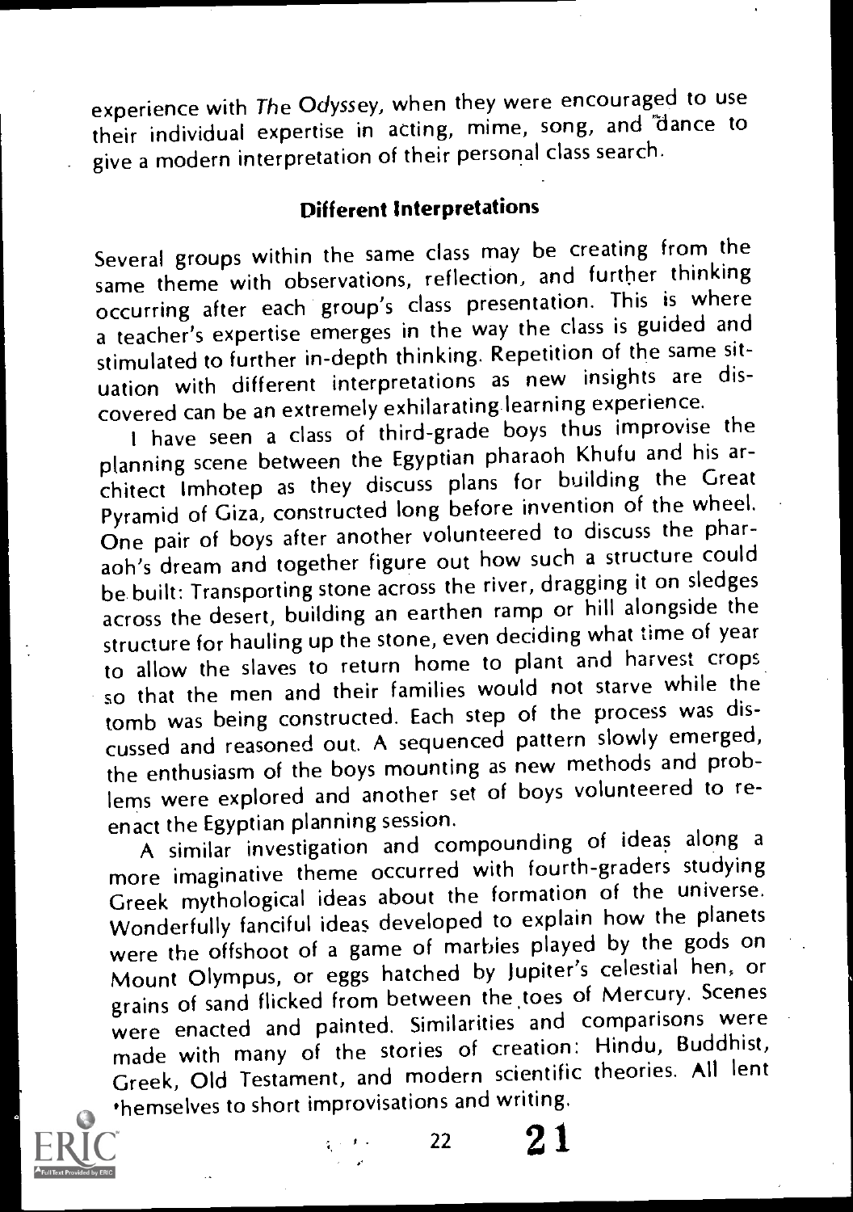experience with *The Odyssey*, when they were encouraged to use their individual expertise in acting, mime, song, and dance to give a modern interpretation of their personal class search.

### Different Interpretations

Several groups within the same class may be creating from the same theme with observations, reflection, and further thinking occurring after each group's class presentation. This is where a teacher's expertise emerges in the way the class is guided and stimulated to further in-depth thinking. Repetition of the same situation with different interpretations as new insights are discovered can be an extremely exhilarating learning experience.

I have seen a class of third-grade boys thus improvise the planning scene between the Egyptian pharaoh Khufu and his architect Imhotep as they discuss plans for building the Great Pyramid of Giza, constructed long before invention of the wheel. One pair of boys after another volunteered to discuss the pharaoh's dream and together figure out how such a structure could be built: Transporting stone across the river, dragging it on sledges across the desert, building an earthen ramp or hill alongside the structure for hauling up the stone, even deciding what time of year to allow the slaves to return home to plant and harvest crops so that the men and their families would not starve while the tomb was being constructed. Each step of the process was discussed and reasoned out. A sequenced pattern slowly emerged, the enthusiasm of the boys mounting as new methods and problems were explored and another set of boys volunteered to reenact the Egyptian planning session.

A similar investigation and compounding of ideas along a more imaginative theme occurred with fourth-graders studying Greek mythological ideas about the formation of the universe. Wonderfully fanciful ideas developed to explain how the planets were the offshoot of a game of marbles played by the gods on Mount Olympus, or eggs hatched by Jupiter's celestial hen, or grains of sand flicked from between the toes of Mercury. Scenes were enacted and painted. Similarities and comparisons were made with many of the stories of creation: Hindu, Buddhist, Greek, Old Testament, and modern scientific theories. All lent themselves to short improvisations and writing.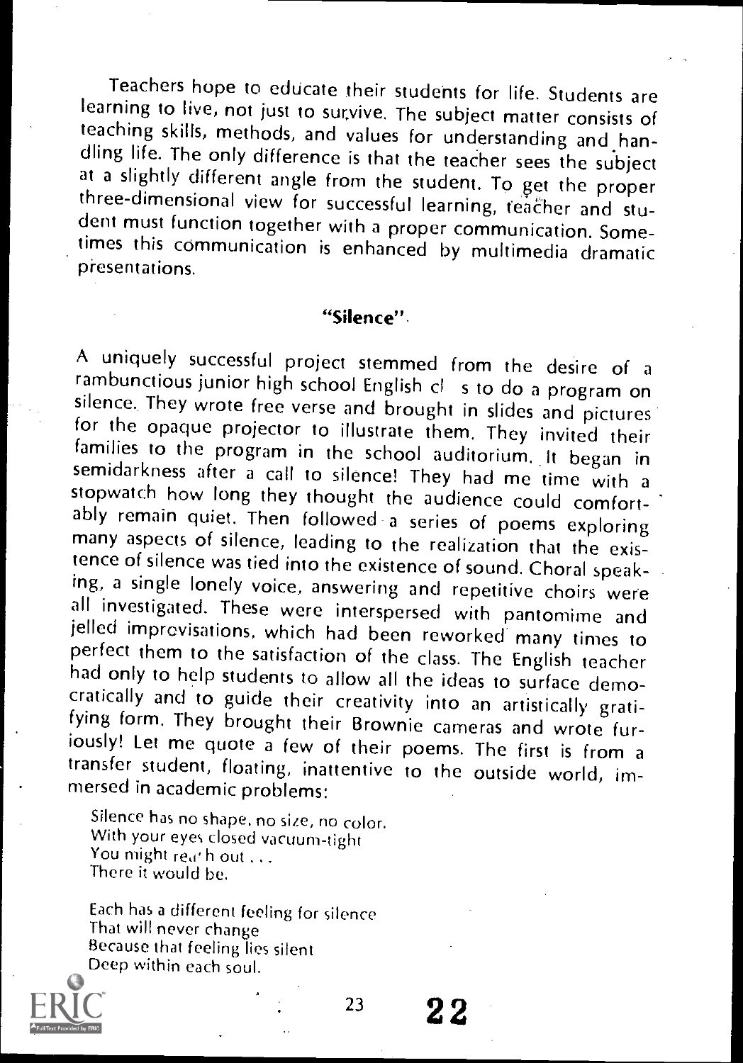Teachers hope to educate their students for life. Students are learning to live, not just to survive. The subject matter consists of teaching skills, methods, and values for understanding and handling life. The only difference is that the teacher sees the subject at a slightly different angle from the student. To get the proper three-dimensional view for successful learning, teacher and student must function together with a proper communication. Sometimes this communication is enhanced by multimedia dramatic presentations.

## "Silence"

A uniquely successful project stemmed from the desire of a rambunctious junior high school English cl s to do a program on silence. They wrote free verse and brought in slides and pictures for the opaque projector to illustrate them. They invited their families to the program in the school auditorium. It began in semidarkness after a call to silence! They had me time with a stopwatch how long they thought the audience could comfortably remain quiet. Then followed a series of poems exploring many aspects of silence, leading to the realization that the existence of silence was tied into the existence of sound. Choral speaking, a single lonely voice, answering and repetitive choirs were all investigated. These were interspersed with pantomime and jelled improvisations, which had been reworked many times to perfect them to the satisfaction of the class. The English teacher had only to help students to allow all the ideas to surface democratically and to guide their creativity into an artistically gratifying form. They brought their Brownie cameras and wrote furiously! Let me quote a few of their poems. The first is from a transfer student, floating, inattentive to the outside world, immersed in academic problems:

Silence has no shape, no size, no color.
With your eyes closed vacuum-tight
You might reach out . . .
There it would be.

Each has a different feeling for silence
That will never change
Because that feeling lies silent
Deep within each soul.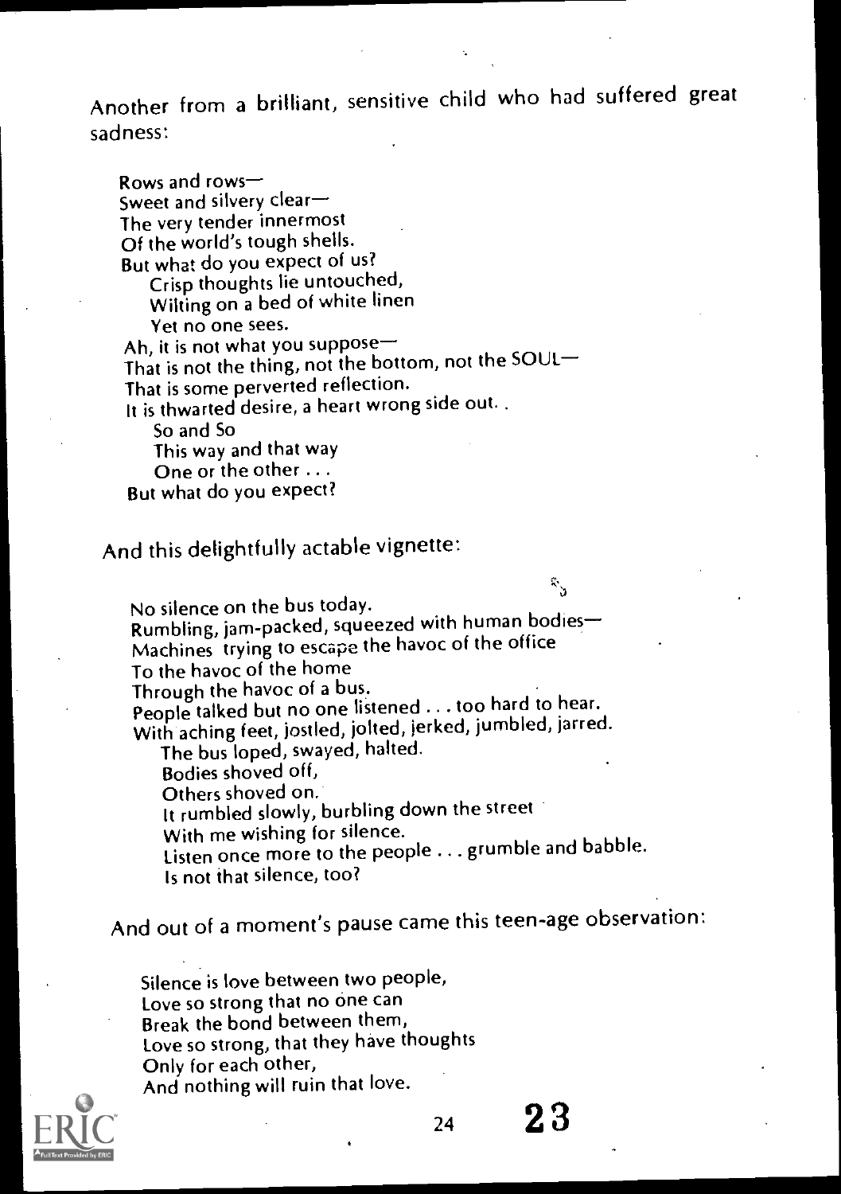Another from a brilliant, sensitive child who had suffered great sadness:

> Rows and rows—  
> Sweet and silvery clear—  
> The very tender innermost  
> Of the world's tough shells.  
> But what do you expect of us?  
> &nbsp;&nbsp;&nbsp;&nbsp;Crisp thoughts lie untouched,  
> &nbsp;&nbsp;&nbsp;&nbsp;Wilting on a bed of white linen  
> &nbsp;&nbsp;&nbsp;&nbsp;Yet no one sees.  
> Ah, it is not what you suppose—  
> That is not the thing, not the bottom, not the SOUL—  
> That is some perverted reflection.  
> It is thwarted desire, a heart wrong side out. .  
> &nbsp;&nbsp;&nbsp;&nbsp;So and So  
> &nbsp;&nbsp;&nbsp;&nbsp;This way and that way  
> &nbsp;&nbsp;&nbsp;&nbsp;One or the other . . .  
> But what do you expect?

And this delightfully actable vignette:

> No silence on the bus today.  
> Rumbling, jam-packed, squeezed with human bodies—  
> Machines trying to escape the havoc of the office  
> To the havoc of the home  
> Through the havoc of a bus.  
> People talked but no one listened . . . too hard to hear.  
> With aching feet, jostled, jolted, jerked, jumbled, jarred.  
> &nbsp;&nbsp;&nbsp;&nbsp;The bus loped, swayed, halted.  
> &nbsp;&nbsp;&nbsp;&nbsp;Bodies shoved off,  
> &nbsp;&nbsp;&nbsp;&nbsp;Others shoved on.  
> &nbsp;&nbsp;&nbsp;&nbsp;It rumbled slowly, burbling down the street  
> &nbsp;&nbsp;&nbsp;&nbsp;With me wishing for silence.  
> &nbsp;&nbsp;&nbsp;&nbsp;Listen once more to the people . . . grumble and babble.  
> &nbsp;&nbsp;&nbsp;&nbsp;Is not that silence, too?

And out of a moment's pause came this teen-age observation:

> Silence is love between two people,  
> Love so strong that no one can  
> Break the bond between them,  
> Love so strong, that they have thoughts  
> Only for each other,  
> And nothing will ruin that love.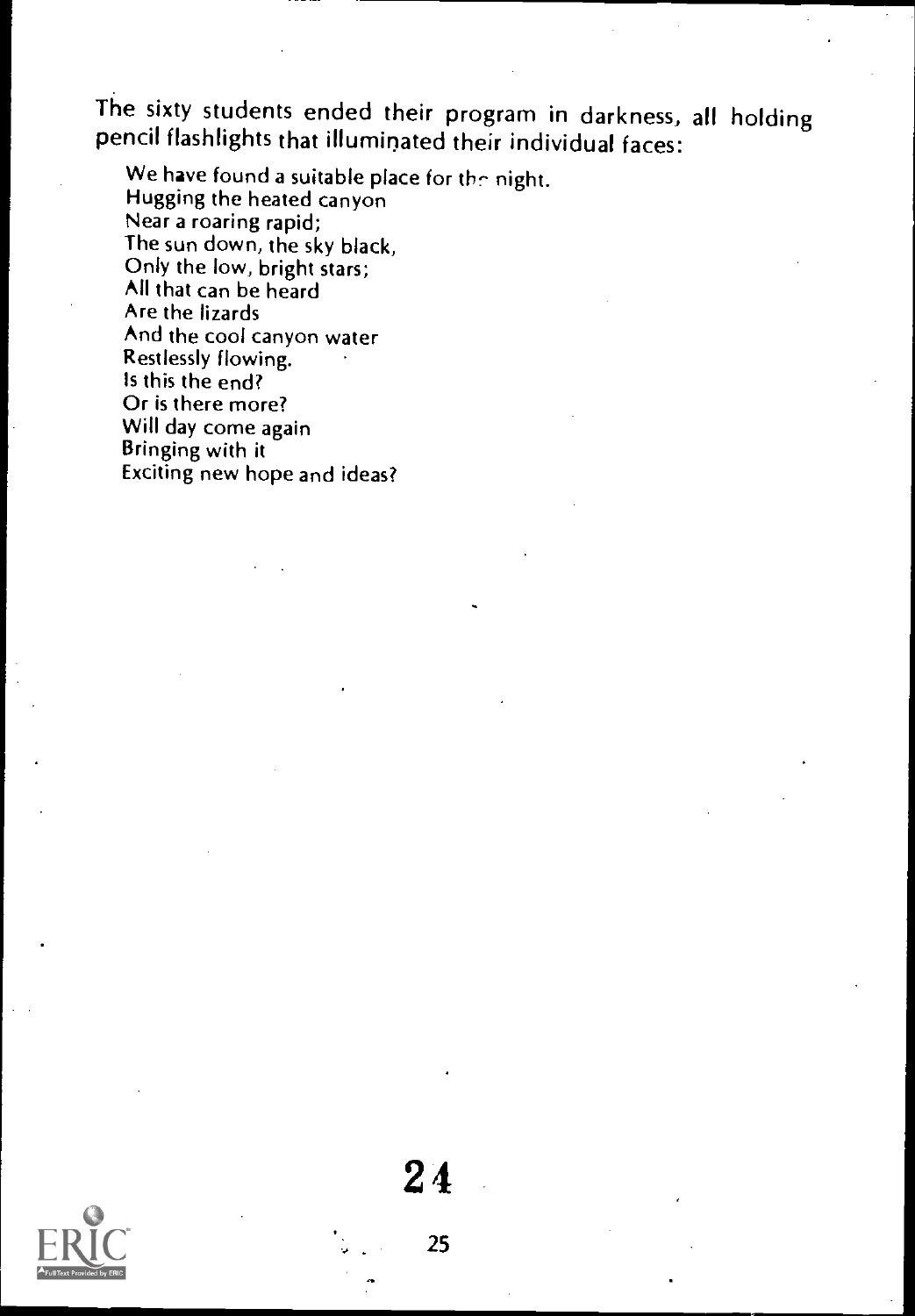The sixty students ended their program in darkness, all holding pencil flashlights that illuminated their individual faces:

> We have found a suitable place for the night.
> Hugging the heated canyon
> Near a roaring rapid;
> The sun down, the sky black,
> Only the low, bright stars;
> All that can be heard
> Are the lizards
> And the cool canyon water
> Restlessly flowing.
> Is this the end?
> Or is there more?
> Will day come again
> Bringing with it
> Exciting new hope and ideas?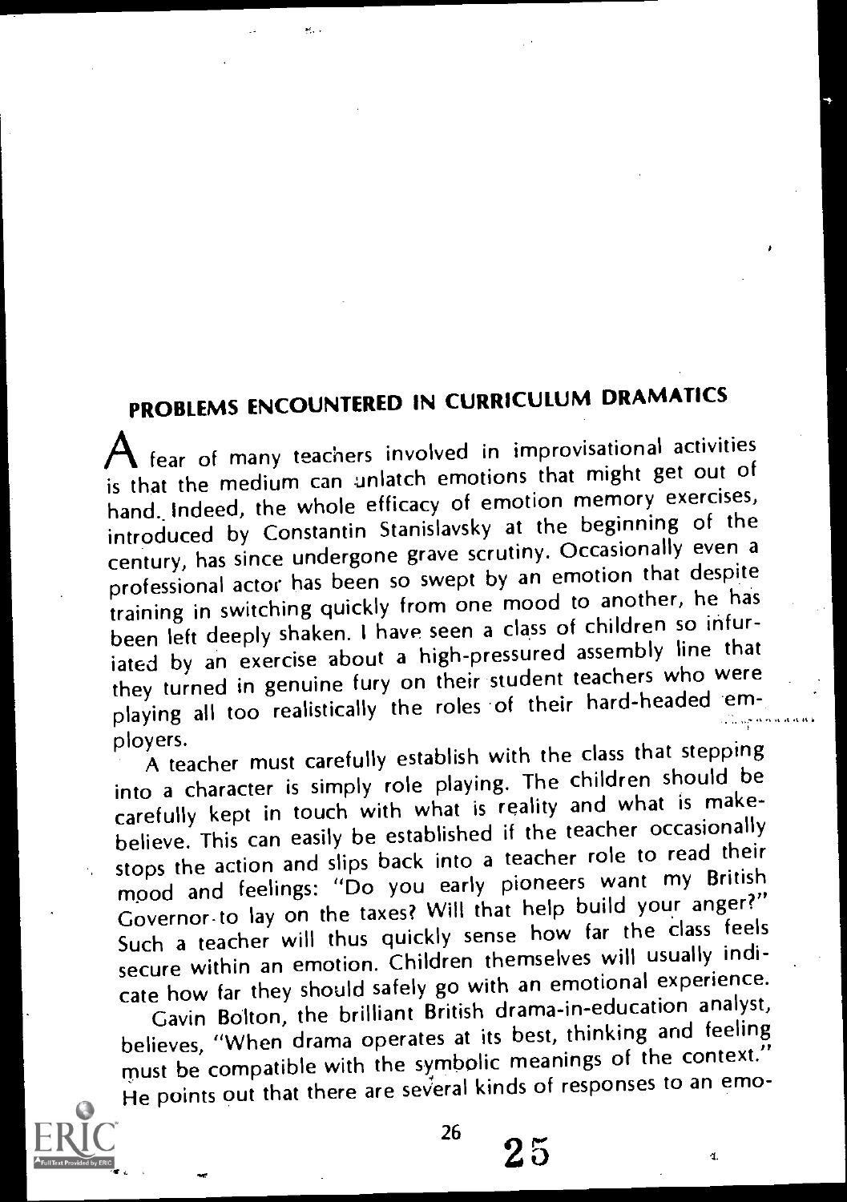## PROBLEMS ENCOUNTERED IN CURRICULUM DRAMATICS

A fear of many teachers involved in improvisational activities is that the medium can unlatch emotions that might get out of hand. Indeed, the whole efficacy of emotion memory exercises, introduced by Constantin Stanislavsky at the beginning of the century, has since undergone grave scrutiny. Occasionally even a professional actor has been so swept by an emotion that despite training in switching quickly from one mood to another, he has been left deeply shaken. I have seen a class of children so infuriated by an exercise about a high-pressured assembly line that they turned in genuine fury on their student teachers who were playing all too realistically the roles of their hard-headed employers.

A teacher must carefully establish with the class that stepping into a character is simply role playing. The children should be carefully kept in touch with what is reality and what is make-believe. This can easily be established if the teacher occasionally stops the action and slips back into a teacher role to read their mood and feelings: "Do you early pioneers want my British Governor to lay on the taxes? Will that help build your anger?" Such a teacher will thus quickly sense how far the class feels secure within an emotion. Children themselves will usually indicate how far they should safely go with an emotional experience.

Gavin Bolton, the brilliant British drama-in-education analyst, believes, "When drama operates at its best, thinking and feeling must be compatible with the symbolic meanings of the context." He points out that there are several kinds of responses to an emo-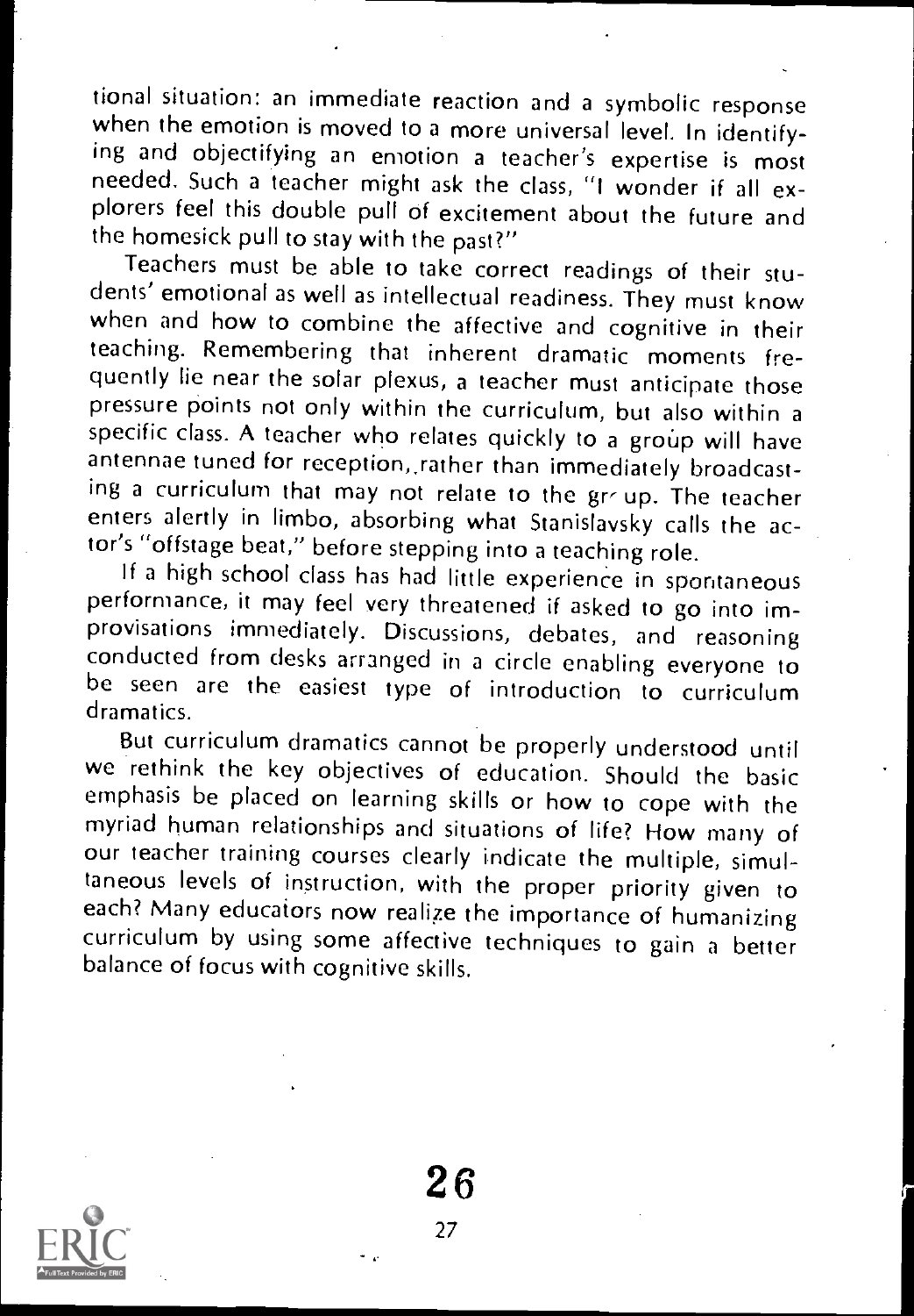tional situation: an immediate reaction and a symbolic response when the emotion is moved to a more universal level. In identifying and objectifying an emotion a teacher's expertise is most needed. Such a teacher might ask the class, "I wonder if all explorers feel this double pull of excitement about the future and the homesick pull to stay with the past?"

Teachers must be able to take correct readings of their students' emotional as well as intellectual readiness. They must know when and how to combine the affective and cognitive in their teaching. Remembering that inherent dramatic moments frequently lie near the solar plexus, a teacher must anticipate those pressure points not only within the curriculum, but also within a specific class. A teacher who relates quickly to a group will have antennae tuned for reception, rather than immediately broadcasting a curriculum that may not relate to the group. The teacher enters alertly in limbo, absorbing what Stanislavsky calls the actor's "offstage beat," before stepping into a teaching role.

If a high school class has had little experience in spontaneous performance, it may feel very threatened if asked to go into improvisations immediately. Discussions, debates, and reasoning conducted from desks arranged in a circle enabling everyone to be seen are the easiest type of introduction to curriculum dramatics.

But curriculum dramatics cannot be properly understood until we rethink the key objectives of education. Should the basic emphasis be placed on learning skills or how to cope with the myriad human relationships and situations of life? How many of our teacher training courses clearly indicate the multiple, simultaneous levels of instruction, with the proper priority given to each? Many educators now realize the importance of humanizing curriculum by using some affective techniques to gain a better balance of focus with cognitive skills.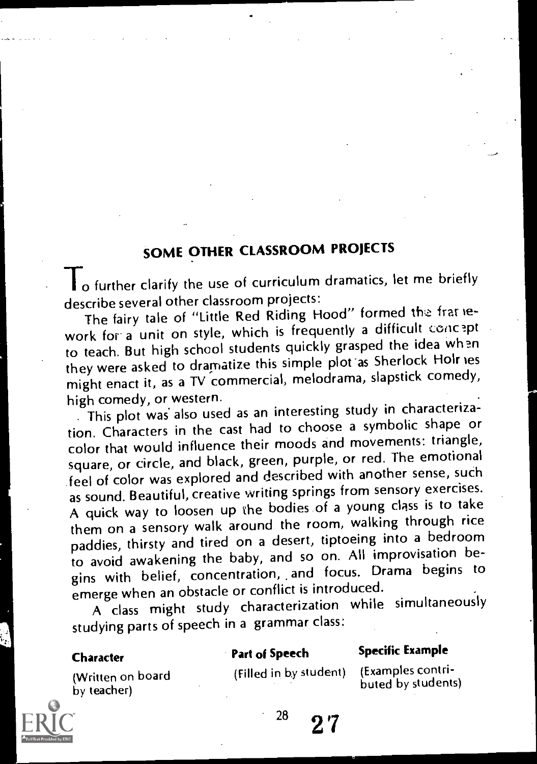## SOME OTHER CLASSROOM PROJECTS

To further clarify the use of curriculum dramatics, let me briefly describe several other classroom projects:

The fairy tale of "Little Red Riding Hood" formed the framework for a unit on style, which is frequently a difficult concept to teach. But high school students quickly grasped the idea when they were asked to dramatize this simple plot as Sherlock Holmes might enact it, as a TV commercial, melodrama, slapstick comedy, high comedy, or western.

This plot was also used as an interesting study in characterization. Characters in the cast had to choose a symbolic shape or color that would influence their moods and movements: triangle, square, or circle, and black, green, purple, or red. The emotional feel of color was explored and described with another sense, such as sound. Beautiful, creative writing springs from sensory exercises. A quick way to loosen up the bodies of a young class is to take them on a sensory walk around the room, walking through rice paddies, thirsty and tired on a desert, tiptoeing into a bedroom to avoid awakening the baby, and so on. All improvisation begins with belief, concentration, and focus. Drama begins to emerge when an obstacle or conflict is introduced.

A class might study characterization while simultaneously studying parts of speech in a grammar class:

| **Character** | **Part of Speech** | **Specific Example** |
|---|---|---|
| (Written on board by teacher) | (Filled in by student) | (Examples contributed by students) |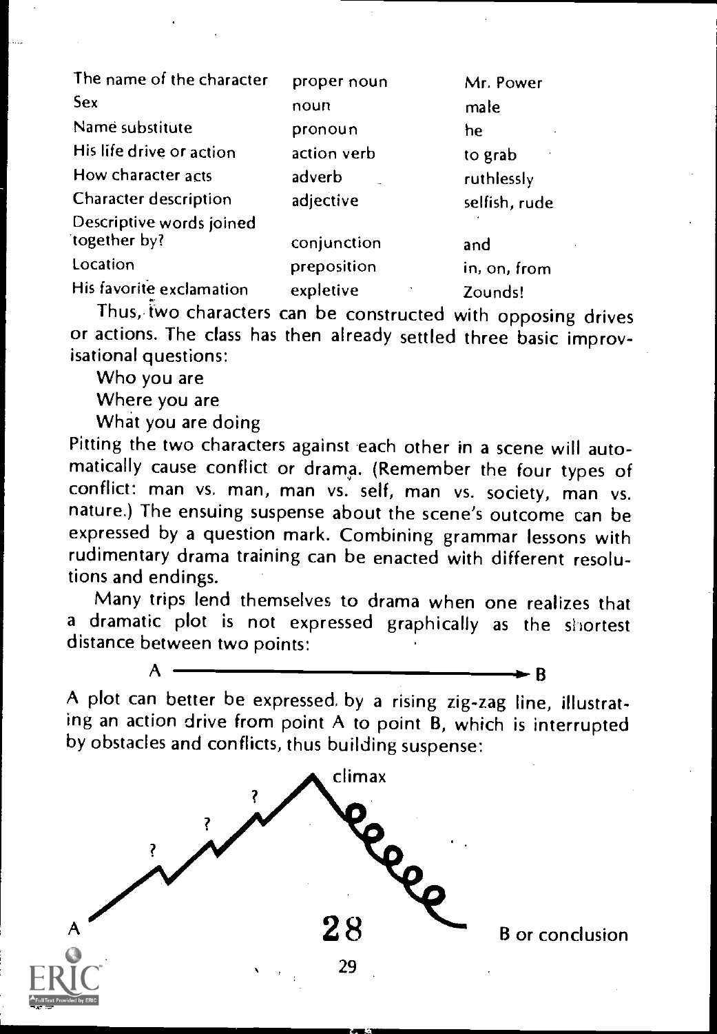| | | |
|---|---|---|
| The name of the character | proper noun | Mr. Power |
| Sex | noun | male |
| Name substitute | pronoun | he |
| His life drive or action | action verb | to grab |
| How character acts | adverb | ruthlessly |
| Character description | adjective | selfish, rude |
| Descriptive words joined together by? | conjunction | and |
| Location | preposition | in, on, from |
| His favorite exclamation | expletive | Zounds! |

Thus, two characters can be constructed with opposing drives or actions. The class has then already settled three basic improvisational questions:

Who you are
Where you are
What you are doing

Pitting the two characters against each other in a scene will automatically cause conflict or drama. (Remember the four types of conflict: man vs. man, man vs. self, man vs. society, man vs. nature.) The ensuing suspense about the scene's outcome can be expressed by a question mark. Combining grammar lessons with rudimentary drama training can be enacted with different resolutions and endings.

Many trips lend themselves to drama when one realizes that a dramatic plot is not expressed graphically as the shortest distance between two points:

A ———————————————→ B

A plot can better be expressed by a rising zig-zag line, illustrating an action drive from point A to point B, which is interrupted by obstacles and conflicts, thus building suspense:

A ? ? ? climax B or conclusion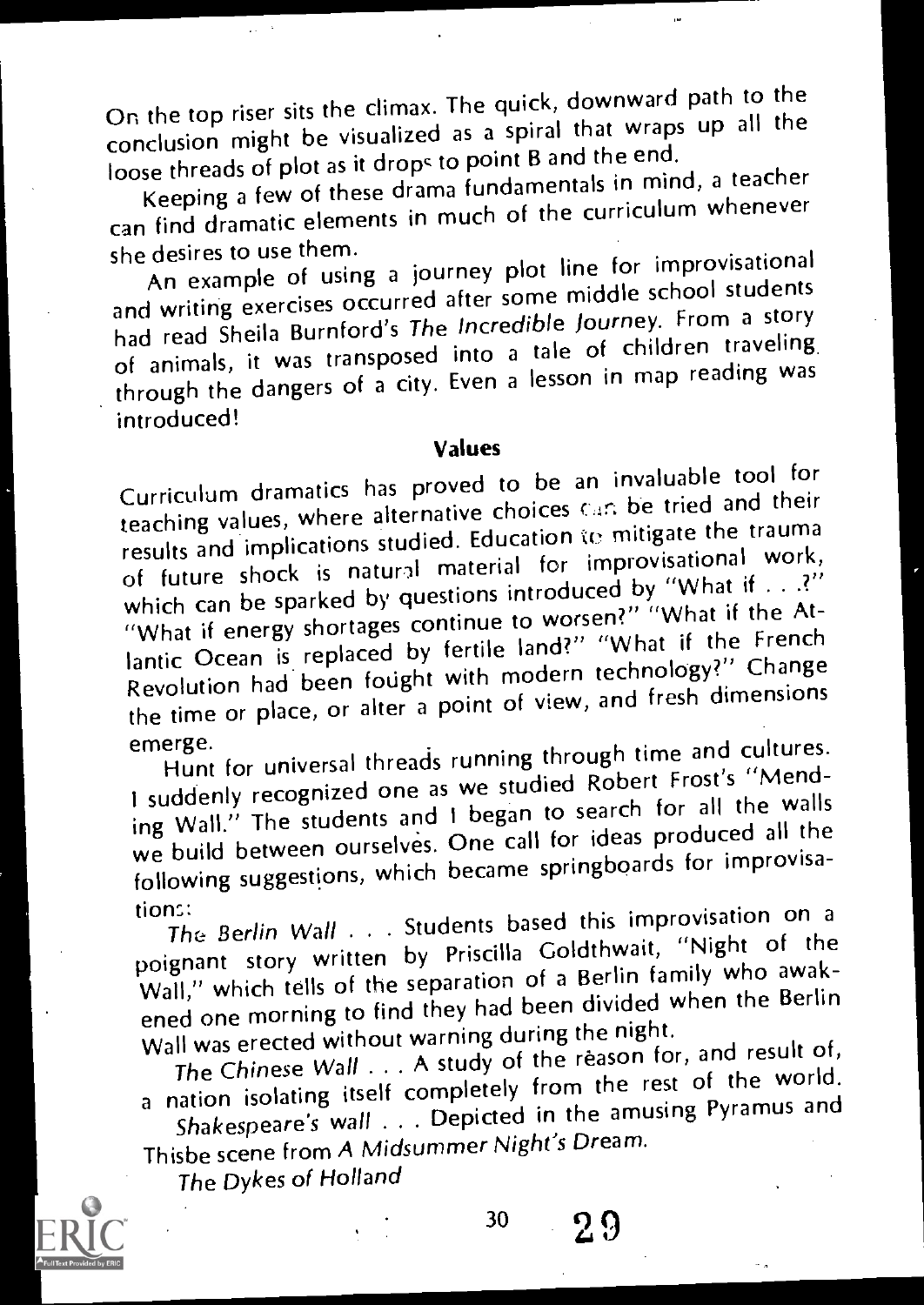On the top riser sits the climax. The quick, downward path to the conclusion might be visualized as a spiral that wraps up all the loose threads of plot as it drops to point B and the end.

Keeping a few of these drama fundamentals in mind, a teacher can find dramatic elements in much of the curriculum whenever she desires to use them.

An example of using a journey plot line for improvisational and writing exercises occurred after some middle school students had read Sheila Burnford's *The Incredible Journey*. From a story of animals, it was transposed into a tale of children traveling through the dangers of a city. Even a lesson in map reading was introduced!

### Values

Curriculum dramatics has proved to be an invaluable tool for teaching values, where alternative choices can be tried and their results and implications studied. Education to mitigate the trauma of future shock is natural material for improvisational work, which can be sparked by questions introduced by "What if . . .?" "What if energy shortages continue to worsen?" "What if the Atlantic Ocean is replaced by fertile land?" "What if the French Revolution had been fought with modern technology?" Change the time or place, or alter a point of view, and fresh dimensions emerge.

Hunt for universal threads running through time and cultures. I suddenly recognized one as we studied Robert Frost's "Mending Wall." The students and I began to search for all the walls we build between ourselves. One call for ideas produced all the following suggestions, which became springboards for improvisations:

*The Berlin Wall* . . . Students based this improvisation on a poignant story written by Priscilla Goldthwait, "Night of the Wall," which tells of the separation of a Berlin family who awakened one morning to find they had been divided when the Berlin Wall was erected without warning during the night.

*The Chinese Wall* . . . A study of the reason for, and result of, a nation isolating itself completely from the rest of the world.

*Shakespeare's wall* . . . Depicted in the amusing Pyramus and Thisbe scene from *A Midsummer Night's Dream*.

*The Dykes of Holland*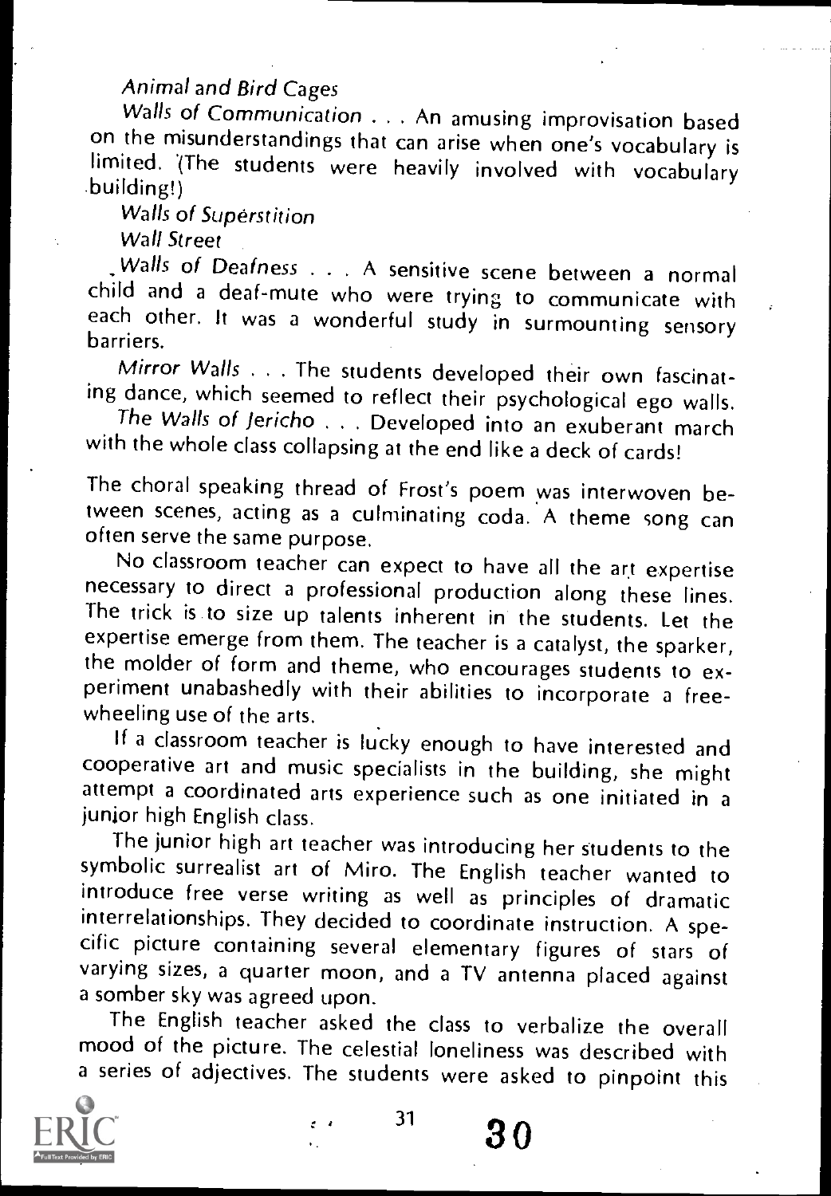*Animal and Bird Cages*

*Walls of Communication* . . . An amusing improvisation based on the misunderstandings that can arise when one's vocabulary is limited. (The students were heavily involved with vocabulary building!)

*Walls of Superstition*

*Wall Street*

*Walls of Deafness* . . . A sensitive scene between a normal child and a deaf-mute who were trying to communicate with each other. It was a wonderful study in surmounting sensory barriers.

*Mirror Walls* . . . The students developed their own fascinating dance, which seemed to reflect their psychological ego walls.

*The Walls of Jericho* . . . Developed into an exuberant march with the whole class collapsing at the end like a deck of cards!

The choral speaking thread of Frost's poem was interwoven between scenes, acting as a culminating coda. A theme song can often serve the same purpose.

No classroom teacher can expect to have all the art expertise necessary to direct a professional production along these lines. The trick is to size up talents inherent in the students. Let the expertise emerge from them. The teacher is a catalyst, the sparker, the molder of form and theme, who encourages students to experiment unabashedly with their abilities to incorporate a free-wheeling use of the arts.

If a classroom teacher is lucky enough to have interested and cooperative art and music specialists in the building, she might attempt a coordinated arts experience such as one initiated in a junior high English class.

The junior high art teacher was introducing her students to the symbolic surrealist art of Miro. The English teacher wanted to introduce free verse writing as well as principles of dramatic interrelationships. They decided to coordinate instruction. A specific picture containing several elementary figures of stars of varying sizes, a quarter moon, and a TV antenna placed against a somber sky was agreed upon.

The English teacher asked the class to verbalize the overall mood of the picture. The celestial loneliness was described with a series of adjectives. The students were asked to pinpoint this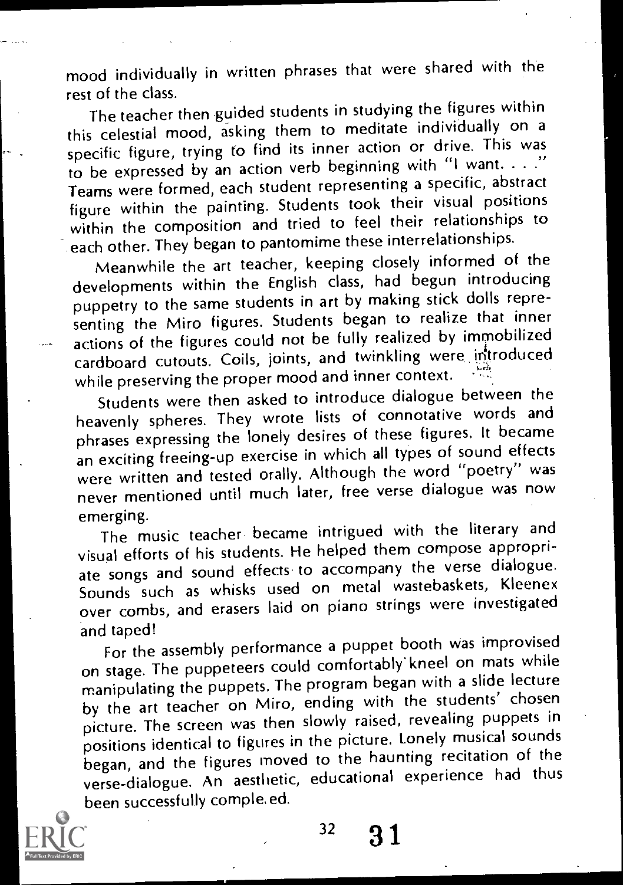mood individually in written phrases that were shared with the rest of the class.

The teacher then guided students in studying the figures within this celestial mood, asking them to meditate individually on a specific figure, trying to find its inner action or drive. This was to be expressed by an action verb beginning with "I want. . . ." Teams were formed, each student representing a specific, abstract figure within the painting. Students took their visual positions within the composition and tried to feel their relationships to each other. They began to pantomime these interrelationships.

Meanwhile the art teacher, keeping closely informed of the developments within the English class, had begun introducing puppetry to the same students in art by making stick dolls representing the Miro figures. Students began to realize that inner actions of the figures could not be fully realized by immobilized cardboard cutouts. Coils, joints, and twinkling were introduced while preserving the proper mood and inner context.

Students were then asked to introduce dialogue between the heavenly spheres. They wrote lists of connotative words and phrases expressing the lonely desires of these figures. It became an exciting freeing-up exercise in which all types of sound effects were written and tested orally. Although the word "poetry" was never mentioned until much later, free verse dialogue was now emerging.

The music teacher became intrigued with the literary and visual efforts of his students. He helped them compose appropriate songs and sound effects to accompany the verse dialogue. Sounds such as whisks used on metal wastebaskets, Kleenex over combs, and erasers laid on piano strings were investigated and taped!

For the assembly performance a puppet booth was improvised on stage. The puppeteers could comfortably kneel on mats while manipulating the puppets. The program began with a slide lecture by the art teacher on Miro, ending with the students' chosen picture. The screen was then slowly raised, revealing puppets in positions identical to figures in the picture. Lonely musical sounds began, and the figures moved to the haunting recitation of the verse-dialogue. An aesthetic, educational experience had thus been successfully completed.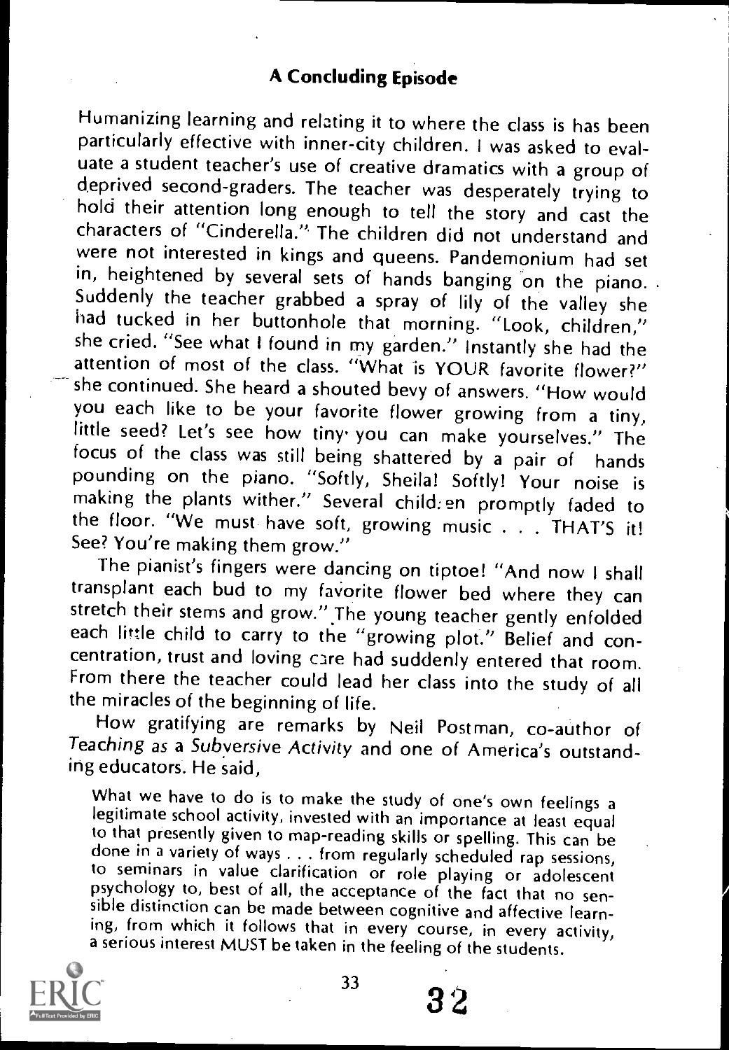### A Concluding Episode

Humanizing learning and relating it to where the class is has been particularly effective with inner-city children. I was asked to evaluate a student teacher's use of creative dramatics with a group of deprived second-graders. The teacher was desperately trying to hold their attention long enough to tell the story and cast the characters of "Cinderella." The children did not understand and were not interested in kings and queens. Pandemonium had set in, heightened by several sets of hands banging on the piano. Suddenly the teacher grabbed a spray of lily of the valley she had tucked in her buttonhole that morning. "Look, children," she cried. "See what I found in my garden." Instantly she had the attention of most of the class. "What is YOUR favorite flower?" she continued. She heard a shouted bevy of answers. "How would you each like to be your favorite flower growing from a tiny, little seed? Let's see how tiny you can make yourselves." The focus of the class was still being shattered by a pair of hands pounding on the piano. "Softly, Sheila! Softly! Your noise is making the plants wither." Several children promptly faded to the floor. "We must have soft, growing music . . . THAT'S it! See? You're making them grow."

The pianist's fingers were dancing on tiptoe! "And now I shall transplant each bud to my favorite flower bed where they can stretch their stems and grow." The young teacher gently enfolded each little child to carry to the "growing plot." Belief and concentration, trust and loving care had suddenly entered that room. From there the teacher could lead her class into the study of all the miracles of the beginning of life.

How gratifying are remarks by Neil Postman, co-author of *Teaching as a Subversive Activity* and one of America's outstanding educators. He said,

> What we have to do is to make the study of one's own feelings a legitimate school activity, invested with an importance at least equal to that presently given to map-reading skills or spelling. This can be done in a variety of ways . . . from regularly scheduled rap sessions, to seminars in value clarification or role playing or adolescent psychology to, best of all, the acceptance of the fact that no sensible distinction can be made between cognitive and affective learning, from which it follows that in every course, in every activity, a serious interest MUST be taken in the feeling of the students.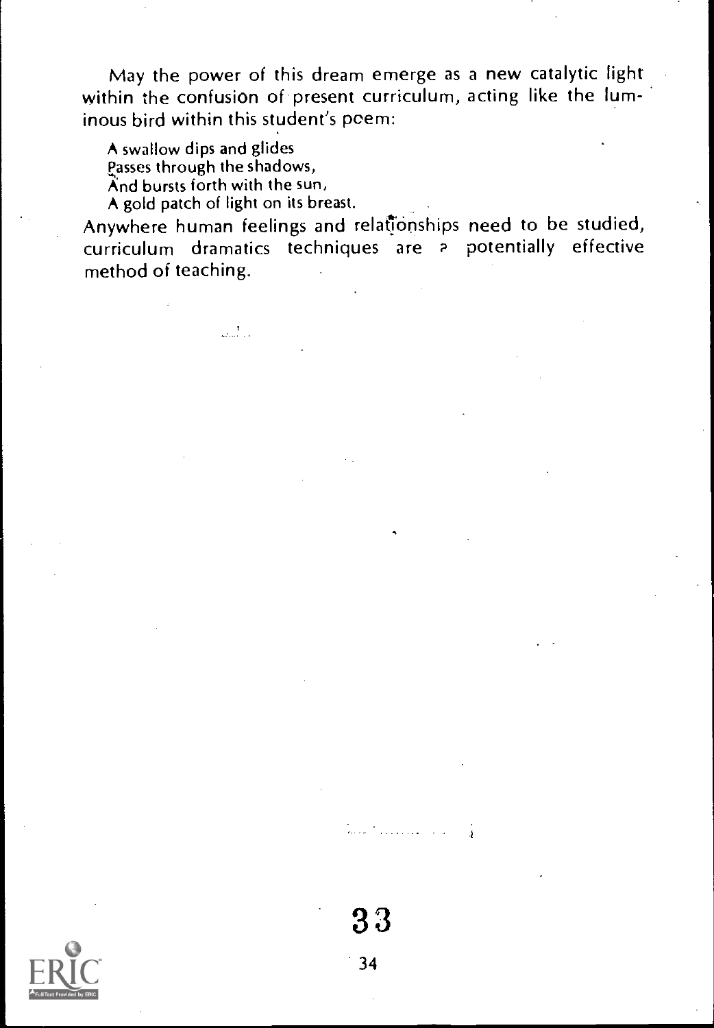May the power of this dream emerge as a new catalytic light within the confusion of present curriculum, acting like the luminous bird within this student's poem:

> A swallow dips and glides  
> Passes through the shadows,  
> And bursts forth with the sun,  
> A gold patch of light on its breast.

Anywhere human feelings and relationships need to be studied, curriculum dramatics techniques are a potentially effective method of teaching.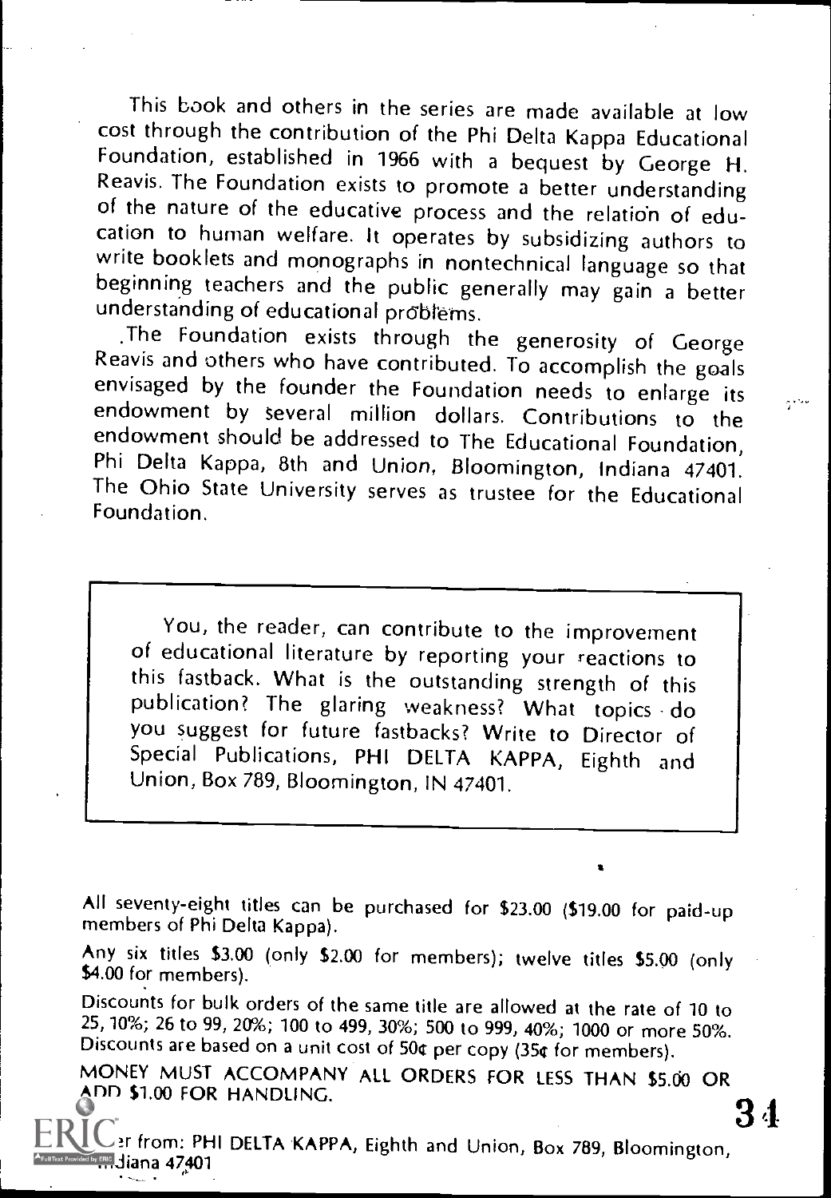This book and others in the series are made available at low cost through the contribution of the Phi Delta Kappa Educational Foundation, established in 1966 with a bequest by George H. Reavis. The Foundation exists to promote a better understanding of the nature of the educative process and the relation of education to human welfare. It operates by subsidizing authors to write booklets and monographs in nontechnical language so that beginning teachers and the public generally may gain a better understanding of educational problems.

The Foundation exists through the generosity of George Reavis and others who have contributed. To accomplish the goals envisaged by the founder the Foundation needs to enlarge its endowment by several million dollars. Contributions to the endowment should be addressed to The Educational Foundation, Phi Delta Kappa, 8th and Union, Bloomington, Indiana 47401. The Ohio State University serves as trustee for the Educational Foundation.

> You, the reader, can contribute to the improvement of educational literature by reporting your reactions to this fastback. What is the outstanding strength of this publication? The glaring weakness? What topics do you suggest for future fastbacks? Write to Director of Special Publications, PHI DELTA KAPPA, Eighth and Union, Box 789, Bloomington, IN 47401.

All seventy-eight titles can be purchased for $23.00 ($19.00 for paid-up members of Phi Delta Kappa).

Any six titles $3.00 (only $2.00 for members); twelve titles $5.00 (only $4.00 for members).

Discounts for bulk orders of the same title are allowed at the rate of 10 to 25, 10%; 26 to 99, 20%; 100 to 499, 30%; 500 to 999, 40%; 1000 or more 50%. Discounts are based on a unit cost of 50¢ per copy (35¢ for members).

MONEY MUST ACCOMPANY ALL ORDERS FOR LESS THAN $5.00 OR ADD $1.00 FOR HANDLING.

Order from: PHI DELTA KAPPA, Eighth and Union, Box 789, Bloomington, Indiana 47401